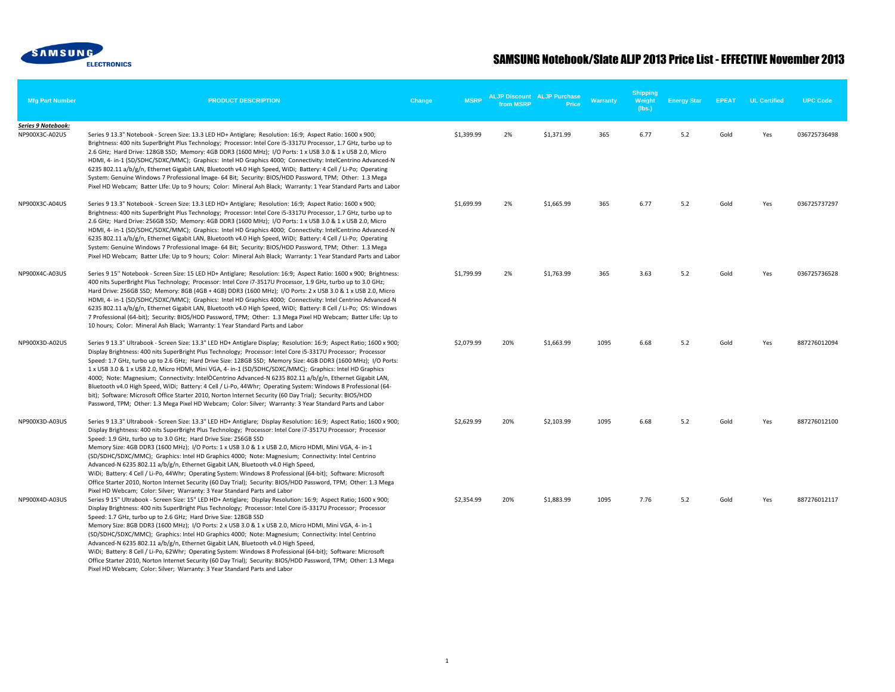# SAMSUNG Notebook/Slate ALJP 2013 Price List - EFFECTIVE November 2013

| Mfg Part Number | PRODUCT DESCRIPTION | Change | MSRP | ALJP Discount from MSRP | ALJP Purchase Price | Warranty | Shipping Weight (lbs.) | Energy Star | EPEAT | UL Certified | UPC Code |
|---|---|---|---|---|---|---|---|---|---|---|---|
| ***Series 9 Notebook:*** | | | | | | | | | | | |
| NP900X3C-A02US | Series 9 13.3" Notebook - Screen Size: 13.3 LED HD+ Antiglare; Resolution: 16:9; Aspect Ratio: 1600 x 900; Brightness: 400 nits SuperBright Plus Technology; Processor: Intel Core i5-3317U Processor, 1.7 GHz, turbo up to 2.6 GHz; Hard Drive: 128GB SSD; Memory: 4GB DDR3 (1600 MHz); I/O Ports: 1 x USB 3.0 & 1 x USB 2.0, Micro HDMI, 4- in-1 (SD/SDHC/SDXC/MMC); Graphics: Intel HD Graphics 4000; Connectivity: IntelCentrino Advanced-N 6235 802.11 a/b/g/n, Ethernet Gigabit LAN, Bluetooth v4.0 High Speed, WiDi; Battery: 4 Cell / Li-Po; Operating System: Genuine Windows 7 Professional Image- 64 Bit; Security: BIOS/HDD Password, TPM; Other: 1.3 Mega Pixel HD Webcam; Batter LIfe: Up to 9 hours; Color: Mineral Ash Black; Warranty: 1 Year Standard Parts and Labor | | $1,399.99 | 2% | $1,371.99 | 365 | 6.77 | 5.2 | Gold | Yes | 036725736498 |
| NP900X3C-A04US | Series 9 13.3" Notebook - Screen Size: 13.3 LED HD+ Antiglare; Resolution: 16:9; Aspect Ratio: 1600 x 900; Brightness: 400 nits SuperBright Plus Technology; Processor: Intel Core i5-3317U Processor, 1.7 GHz, turbo up to 2.6 GHz; Hard Drive: 256GB SSD; Memory: 4GB DDR3 (1600 MHz); I/O Ports: 1 x USB 3.0 & 1 x USB 2.0, Micro HDMI, 4- in-1 (SD/SDHC/SDXC/MMC); Graphics: Intel HD Graphics 4000; Connectivity: IntelCentrino Advanced-N 6235 802.11 a/b/g/n, Ethernet Gigabit LAN, Bluetooth v4.0 High Speed, WiDi; Battery: 4 Cell / Li-Po; Operating System: Genuine Windows 7 Professional Image- 64 Bit; Security: BIOS/HDD Password, TPM; Other: 1.3 Mega Pixel HD Webcam; Batter LIfe: Up to 9 hours; Color: Mineral Ash Black; Warranty: 1 Year Standard Parts and Labor | | $1,699.99 | 2% | $1,665.99 | 365 | 6.77 | 5.2 | Gold | Yes | 036725737297 |
| NP900X4C-A03US | Series 9 15" Notebook - Screen Size: 15 LED HD+ Antiglare; Resolution: 16:9; Aspect Ratio: 1600 x 900; Brightness: 400 nits SuperBright Plus Technology; Processor: Intel Core i7-3517U Processor, 1.9 GHz, turbo up to 3.0 GHz; Hard Drive: 256GB SSD; Memory: 8GB (4GB + 4GB) DDR3 (1600 MHz); I/O Ports: 2 x USB 3.0 & 1 x USB 2.0, Micro HDMI, 4- in-1 (SD/SDHC/SDXC/MMC); Graphics: Intel HD Graphics 4000; Connectivity: Intel Centrino Advanced-N 6235 802.11 a/b/g/n, Ethernet Gigabit LAN, Bluetooth v4.0 High Speed, WiDi; Battery: 8 Cell / Li-Po; OS: Windows 7 Professional (64-bit); Security: BIOS/HDD Password, TPM; Other: 1.3 Mega Pixel HD Webcam; Batter LIfe: Up to 10 hours; Color: Mineral Ash Black; Warranty: 1 Year Standard Parts and Labor | | $1,799.99 | 2% | $1,763.99 | 365 | 3.63 | 5.2 | Gold | Yes | 036725736528 |
| NP900X3D-A02US | Series 9 13.3" Ultrabook - Screen Size: 13.3" LED HD+ Antiglare Display; Resolution: 16:9; Aspect Ratio; 1600 x 900; Display Brightness: 400 nits SuperBright Plus Technology; Processor: Intel Core i5-3317U Processor; Processor Speed: 1.7 GHz, turbo up to 2.6 GHz; Hard Drive Size: 128GB SSD; Memory Size: 4GB DDR3 (1600 MHz); I/O Ports: 1 x USB 3.0 & 1 x USB 2.0, Micro HDMI, Mini VGA, 4- in-1 (SD/SDHC/SDXC/MMC); Graphics: Intel HD Graphics 4000; Note: Magnesium; Connectivity: IntelÒCentrino Advanced-N 6235 802.11 a/b/g/n, Ethernet Gigabit LAN, Bluetooth v4.0 High Speed, WiDi; Battery: 4 Cell / Li-Po, 44Whr; Operating System: Windows 8 Professional (64-bit); Software: Microsoft Office Starter 2010, Norton Internet Security (60 Day Trial); Security: BIOS/HDD Password, TPM; Other: 1.3 Mega Pixel HD Webcam; Color: Silver; Warranty: 3 Year Standard Parts and Labor | | $2,079.99 | 20% | $1,663.99 | 1095 | 6.68 | 5.2 | Gold | Yes | 887276012094 |
| NP900X3D-A03US | Series 9 13.3" Ultrabook - Screen Size: 13.3" LED HD+ Antiglare; Display Resolution: 16:9; Aspect Ratio; 1600 x 900; Display Brightness: 400 nits SuperBright Plus Technology; Processor: Intel Core i7-3517U Processor; Processor Speed: 1.9 GHz, turbo up to 3.0 GHz; Hard Drive Size: 256GB SSD Memory Size: 4GB DDR3 (1600 MHz); I/O Ports: 1 x USB 3.0 & 1 x USB 2.0, Micro HDMI, Mini VGA, 4- in-1 (SD/SDHC/SDXC/MMC); Graphics: Intel HD Graphics 4000; Note: Magnesium; Connectivity: Intel Centrino Advanced-N 6235 802.11 a/b/g/n, Ethernet Gigabit LAN, Bluetooth v4.0 High Speed, WiDi; Battery: 4 Cell / Li-Po, 44Whr; Operating System: Windows 8 Professional (64-bit); Software: Microsoft Office Starter 2010, Norton Internet Security (60 Day Trial); Security: BIOS/HDD Password, TPM; Other: 1.3 Mega Pixel HD Webcam; Color: Silver; Warranty: 3 Year Standard Parts and Labor | | $2,629.99 | 20% | $2,103.99 | 1095 | 6.68 | 5.2 | Gold | Yes | 887276012100 |
| NP900X4D-A03US | Series 9 15" Ultrabook - Screen Size: 15" LED HD+ Antiglare; Display Resolution: 16:9; Aspect Ratio; 1600 x 900; Display Brightness: 400 nits SuperBright Plus Technology; Processor: Intel Core i5-3317U Processor; Processor Speed: 1.7 GHz, turbo up to 2.6 GHz; Hard Drive Size: 128GB SSD Memory Size: 8GB DDR3 (1600 MHz); I/O Ports: 2 x USB 3.0 & 1 x USB 2.0, Micro HDMI, Mini VGA, 4- in-1 (SD/SDHC/SDXC/MMC); Graphics: Intel HD Graphics 4000; Note: Magnesium; Connectivity: Intel Centrino Advanced-N 6235 802.11 a/b/g/n, Ethernet Gigabit LAN, Bluetooth v4.0 High Speed, WiDi; Battery: 8 Cell / Li-Po, 62Whr; Operating System: Windows 8 Professional (64-bit); Software: Microsoft Office Starter 2010, Norton Internet Security (60 Day Trial); Security: BIOS/HDD Password, TPM; Other: 1.3 Mega Pixel HD Webcam; Color: Silver; Warranty: 3 Year Standard Parts and Labor | | $2,354.99 | 20% | $1,883.99 | 1095 | 7.76 | 5.2 | Gold | Yes | 887276012117 |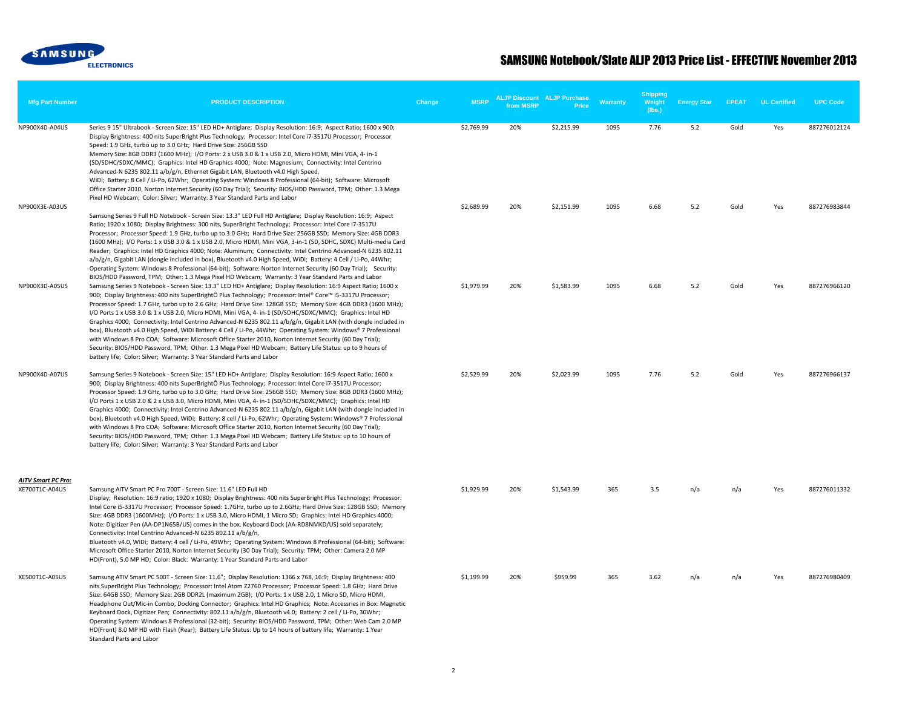SAMSUNG ELECTRONICS

# SAMSUNG Notebook/Slate ALJP 2013 Price List - EFFECTIVE November 2013

| Mfg Part Number | PRODUCT DESCRIPTION | Change | MSRP | ALJP Discount from MSRP | ALJP Purchase Price | Warranty | Shipping Weight (lbs.) | Energy Star | EPEAT | UL Certified | UPC Code |
|---|---|---|---|---|---|---|---|---|---|---|---|
| NP900X4D-A04US | Series 9 15" Ultrabook - Screen Size: 15" LED HD+ Antiglare; Display Resolution: 16:9; Aspect Ratio; 1600 x 900; Display Brightness: 400 nits SuperBright Plus Technology; Processor: Intel Core i7-3517U Processor; Processor Speed: 1.9 GHz, turbo up to 3.0 GHz; Hard Drive Size: 256GB SSD Memory Size: 8GB DDR3 (1600 MHz); I/O Ports: 2 x USB 3.0 & 1 x USB 2.0, Micro HDMI, Mini VGA, 4- in-1 (SD/SDHC/SDXC/MMC); Graphics: Intel HD Graphics 4000; Note: Magnesium; Connectivity: Intel Centrino Advanced-N 6235 802.11 a/b/g/n, Ethernet Gigabit LAN, Bluetooth v4.0 High Speed, WiDi; Battery: 8 Cell / Li-Po, 62Whr; Operating System: Windows 8 Professional (64-bit); Software: Microsoft Office Starter 2010, Norton Internet Security (60 Day Trial); Security: BIOS/HDD Password, TPM; Other: 1.3 Mega Pixel HD Webcam; Color: Silver; Warranty: 3 Year Standard Parts and Labor | | $2,769.99 | 20% | $2,215.99 | 1095 | 7.76 | 5.2 | Gold | Yes | 887276012124 |
| NP900X3E-A03US | Samsung Series 9 Full HD Notebook - Screen Size: 13.3" LED Full HD Antiglare; Display Resolution: 16:9; Aspect Ratio; 1920 x 1080; Display Brightness: 300 nits, SuperBright Technology; Processor: Intel Core i7-3517U Processor; Processor Speed: 1.9 GHz, turbo up to 3.0 GHz; Hard Drive Size: 256GB SSD; Memory Size: 4GB DDR3 (1600 MHz); I/O Ports: 1 x USB 3.0 & 1 x USB 2.0, Micro HDMI, Mini VGA, 3-in-1 (SD, SDHC, SDXC) Multi-media Card Reader; Graphics: Intel HD Graphics 4000; Note: Aluminum; Connectivity: Intel Centrino Advanced-N 6235 802.11 a/b/g/n, Gigabit LAN (dongle included in box), Bluetooth v4.0 High Speed, WiDi; Battery: 4 Cell / Li-Po, 44Whr; Operating System: Windows 8 Professional (64-bit); Software: Norton Internet Security (60 Day Trial); Security: BIOS/HDD Password, TPM; Other: 1.3 Mega Pixel HD Webcam; Warranty: 3 Year Standard Parts and Labor | | $2,689.99 | 20% | $2,151.99 | 1095 | 6.68 | 5.2 | Gold | Yes | 887276983844 |
| NP900X3D-A05US | Samsung Series 9 Notebook - Screen Size: 13.3" LED HD+ Antiglare; Display Resolution: 16:9 Aspect Ratio; 1600 x 900; Display Brightness: 400 nits SuperBrightÔ Plus Technology; Processor: Intel® Core™ i5-3317U Processor; Processor Speed: 1.7 GHz, turbo up to 2.6 GHz; Hard Drive Size: 128GB SSD; Memory Size: 4GB DDR3 (1600 MHz); I/O Ports 1 x USB 3.0 & 1 x USB 2.0, Micro HDMI, Mini VGA, 4- in-1 (SD/SDHC/SDXC/MMC); Graphics: Intel HD Graphics 4000; Connectivity: Intel Centrino Advanced-N 6235 802.11 a/b/g/n, Gigabit LAN (with dongle included in box), Bluetooth v4.0 High Speed, WiDi Battery: 4 Cell / Li-Po, 44Whr; Operating System: Windows® 7 Professional with Windows 8 Pro COA; Software: Microsoft Office Starter 2010, Norton Internet Security (60 Day Trial); Security: BIOS/HDD Password, TPM; Other: 1.3 Mega Pixel HD Webcam; Battery Life Status: up to 9 hours of battery life; Color: Silver; Warranty: 3 Year Standard Parts and Labor | | $1,979.99 | 20% | $1,583.99 | 1095 | 6.68 | 5.2 | Gold | Yes | 887276966120 |
| NP900X4D-A07US | Samsung Series 9 Notebook - Screen Size: 15" LED HD+ Antiglare; Display Resolution: 16:9 Aspect Ratio; 1600 x 900; Display Brightness: 400 nits SuperBrightÔ Plus Technology; Processor: Intel Core i7-3517U Processor; Processor Speed: 1.9 GHz, turbo up to 3.0 GHz; Hard Drive Size: 256GB SSD; Memory Size: 8GB DDR3 (1600 MHz); I/O Ports 1 x USB 2.0 & 2 x USB 3.0, Micro HDMI, Mini VGA, 4- in-1 (SD/SDHC/SDXC/MMC); Graphics: Intel HD Graphics 4000; Connectivity: Intel Centrino Advanced-N 6235 802.11 a/b/g/n, Gigabit LAN (with dongle included in box), Bluetooth v4.0 High Speed, WiDi; Battery: 8 cell / Li-Po, 62Whr; Operating System: Windows® 7 Professional with Windows 8 Pro COA; Software: Microsoft Office Starter 2010, Norton Internet Security (60 Day Trial); Security: BIOS/HDD Password, TPM; Other: 1.3 Mega Pixel HD Webcam; Battery Life Status: up to 10 hours of battery life; Color: Silver; Warranty: 3 Year Standard Parts and Labor | | $2,529.99 | 20% | $2,023.99 | 1095 | 7.76 | 5.2 | Gold | Yes | 887276966137 |
| ***AITV Smart PC Pro:*** | | | | | | | | | | | |
| XE700T1C-A04US | Samsung AITV Smart PC Pro 700T - Screen Size: 11.6" LED Full HD Display; Resolution: 16:9 ratio; 1920 x 1080; Display Brightness: 400 nits SuperBright Plus Technology; Processor: Intel Core i5-3317U Processor; Processor Speed: 1.7GHz, turbo up to 2.6GHz; Hard Drive Size: 128GB SSD; Memory Size: 4GB DDR3 (1600MHz); I/O Ports: 1 x USB 3.0, Micro HDMI, 1 Micro SD; Graphics: Intel HD Graphics 4000; Note: Digitizer Pen (AA-DP1N65B/US) comes in the box. Keyboard Dock (AA-RD8NMKD/US) sold separately; Connectivity: Intel Centrino Advanced-N 6235 802.11 a/b/g/n, Bluetooth v4.0, WiDi; Battery: 4 cell / Li-Po, 49Whr; Operating System: Windows 8 Professional (64-bit); Software: Microsoft Office Starter 2010, Norton Internet Security (30 Day Trial); Security: TPM; Other: Camera 2.0 MP HD(Front), 5.0 MP HD; Color: Black: Warranty: 1 Year Standard Parts and Labor | | $1,929.99 | 20% | $1,543.99 | 365 | 3.5 | n/a | n/a | Yes | 887276011332 |
| XE500T1C-A05US | Samsung ATIV Smart PC 500T - Screen Size: 11.6"; Display Resolution: 1366 x 768, 16:9; Display Brightness: 400 nits SuperBright Plus Technology; Processor: Intel Atom Z2760 Processor; Processor Speed: 1.8 GHz; Hard Drive Size: 64GB SSD; Memory Size: 2GB DDR2L (maximum 2GB); I/O Ports: 1 x USB 2.0, 1 Micro SD, Micro HDMI, Headphone Out/Mic-in Combo, Docking Connector; Graphics: Intel HD Graphics; Note: Accessries in Box: Magnetic Keyboard Dock, Digitizer Pen; Connectivity: 802.11 a/b/g/n, Bluetooth v4.0; Battery: 2 cell / Li-Po, 30Whr; Operating System: Windows 8 Professional (32-bit); Security: BIOS/HDD Password, TPM; Other: Web Cam 2.0 MP HD(Front) 8.0 MP HD with Flash (Rear); Battery Life Status: Up to 14 hours of battery life; Warranty: 1 Year Standard Parts and Labor | | $1,199.99 | 20% | $959.99 | 365 | 3.62 | n/a | n/a | Yes | 887276980409 |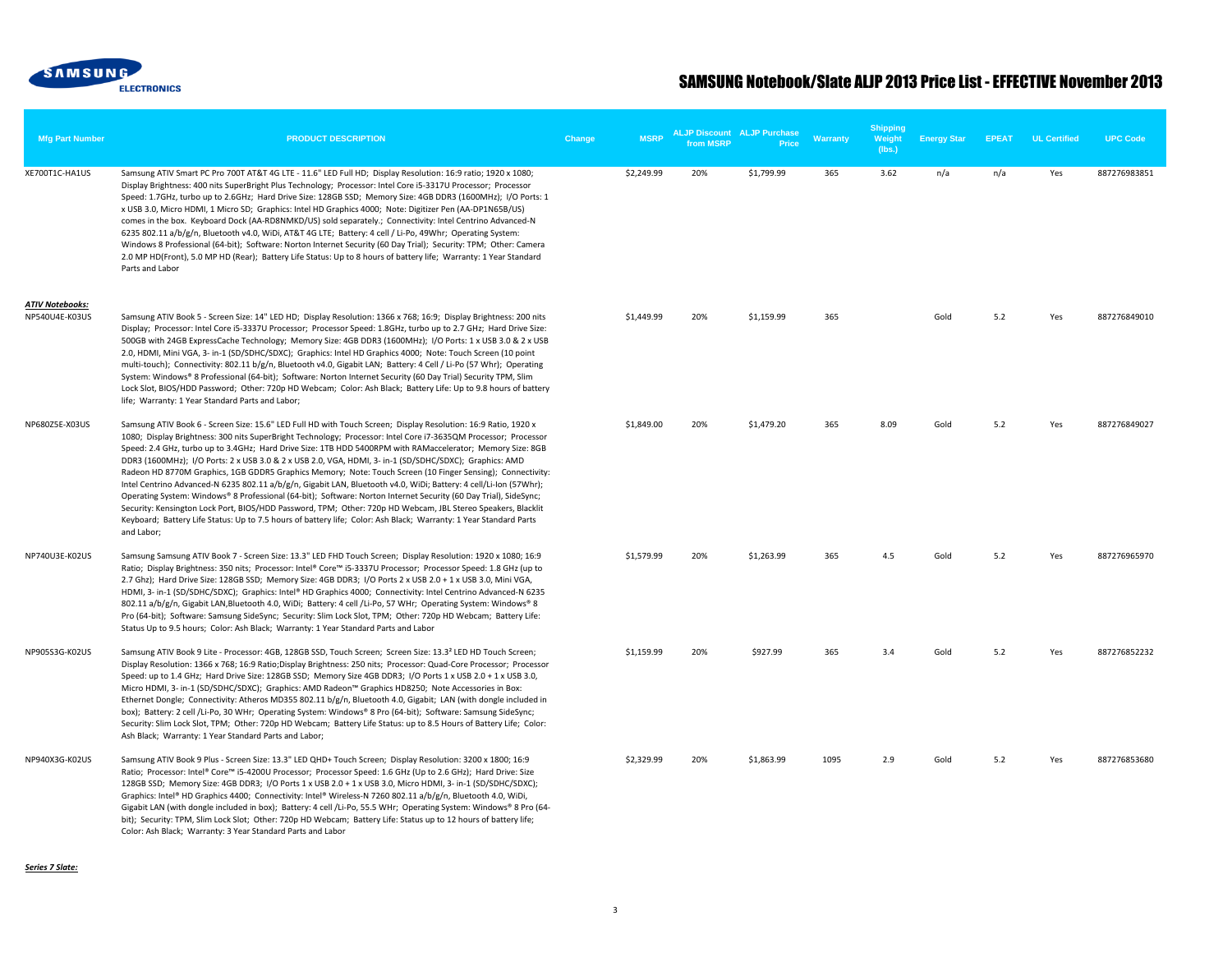# SAMSUNG Notebook/Slate ALJP 2013 Price List - EFFECTIVE November 2013

| Mfg Part Number | PRODUCT DESCRIPTION | Change | MSRP | ALJP Discount from MSRP | ALJP Purchase Price | Warranty | Shipping Weight (lbs.) | Energy Star | EPEAT | UL Certified | UPC Code |
|---|---|---|---|---|---|---|---|---|---|---|---|
| XE700T1C-HA1US | Samsung ATIV Smart PC Pro 700T AT&T 4G LTE - 11.6" LED Full HD; Display Resolution: 16:9 ratio; 1920 x 1080; Display Brightness: 400 nits SuperBright Plus Technology; Processor: Intel Core i5-3317U Processor; Processor Speed: 1.7GHz, turbo up to 2.6GHz; Hard Drive Size: 128GB SSD; Memory Size: 4GB DDR3 (1600MHz); I/O Ports: 1 x USB 3.0, Micro HDMI, 1 Micro SD; Graphics: Intel HD Graphics 4000; Note: Digitizer Pen (AA-DP1N65B/US) comes in the box. Keyboard Dock (AA-RD8NMKD/US) sold separately.; Connectivity: Intel Centrino Advanced-N 6235 802.11 a/b/g/n, Bluetooth v4.0, WiDi, AT&T 4G LTE; Battery: 4 cell / Li-Po, 49Whr; Operating System: Windows 8 Professional (64-bit); Software: Norton Internet Security (60 Day Trial); Security: TPM; Other: Camera 2.0 MP HD(Front), 5.0 MP HD (Rear); Battery Life Status: Up to 8 hours of battery life; Warranty: 1 Year Standard Parts and Labor | | $2,249.99 | 20% | $1,799.99 | 365 | 3.62 | n/a | n/a | Yes | 887276983851 |
| ***ATIV Notebooks:*** | | | | | | | | | | | |
| NP540U4E-K03US | Samsung ATIV Book 5 - Screen Size: 14" LED HD; Display Resolution: 1366 x 768; 16:9; Display Brightness: 200 nits Display; Processor: Intel Core i5-3337U Processor; Processor Speed: 1.8GHz, turbo up to 2.7 GHz; Hard Drive Size: 500GB with 24GB ExpressCache Technology; Memory Size: 4GB DDR3 (1600MHz); I/O Ports: 1 x USB 3.0 & 2 x USB 2.0, HDMI, Mini VGA, 3- in-1 (SD/SDHC/SDXC); Graphics: Intel HD Graphics 4000; Note: Touch Screen (10 point multi-touch); Connectivity: 802.11 b/g/n, Bluetooth v4.0, Gigabit LAN; Battery: 4 Cell / Li-Po (57 Whr); Operating System: Windows® 8 Professional (64-bit); Software: Norton Internet Security (60 Day Trial) Security TPM, Slim Lock Slot, BIOS/HDD Password; Other: 720p HD Webcam; Color: Ash Black; Battery Life: Up to 9.8 hours of battery life; Warranty: 1 Year Standard Parts and Labor; | | $1,449.99 | 20% | $1,159.99 | 365 | | Gold | 5.2 | Yes | 887276849010 |
| NP680Z5E-X03US | Samsung ATIV Book 6 - Screen Size: 15.6" LED Full HD with Touch Screen; Display Resolution: 16:9 Ratio, 1920 x 1080; Display Brightness: 300 nits SuperBright Technology; Processor: Intel Core i7-3635QM Processor; Processor Speed: 2.4 GHz, turbo up to 3.4GHz; Hard Drive Size: 1TB HDD 5400RPM with RAMaccelerator; Memory Size: 8GB DDR3 (1600MHz); I/O Ports: 2 x USB 3.0 & 2 x USB 2.0, VGA, HDMI, 3- in-1 (SD/SDHC/SDXC); Graphics: AMD Radeon HD 8770M Graphics, 1GB GDDR5 Graphics Memory; Note: Touch Screen (10 Finger Sensing); Connectivity: Intel Centrino Advanced-N 6235 802.11 a/b/g/n, Gigabit LAN, Bluetooth v4.0, WiDi; Battery: 4 cell/Li-Ion (57Whr); Operating System: Windows® 8 Professional (64-bit); Software: Norton Internet Security (60 Day Trial), SideSync; Security: Kensington Lock Port, BIOS/HDD Password, TPM; Other: 720p HD Webcam, JBL Stereo Speakers, Blacklit Keyboard; Battery Life Status: Up to 7.5 hours of battery life; Color: Ash Black; Warranty: 1 Year Standard Parts and Labor; | | $1,849.00 | 20% | $1,479.20 | 365 | 8.09 | Gold | 5.2 | Yes | 887276849027 |
| NP740U3E-K02US | Samsung Samsung ATIV Book 7 - Screen Size: 13.3" LED FHD Touch Screen; Display Resolution: 1920 x 1080; 16:9 Ratio; Display Brightness: 350 nits; Processor: Intel® Core™ i5-3337U Processor; Processor Speed: 1.8 GHz (up to 2.7 Ghz); Hard Drive Size: 128GB SSD; Memory Size: 4GB DDR3; I/O Ports 2 x USB 2.0 + 1 x USB 3.0, Mini VGA, HDMI, 3- in-1 (SD/SDHC/SDXC); Graphics: Intel® HD Graphics 4000; Connectivity: Intel Centrino Advanced-N 6235 802.11 a/b/g/n, Gigabit LAN,Bluetooth 4.0, WiDi; Battery: 4 cell /Li-Po, 57 WHr; Operating System: Windows® 8 Pro (64-bit); Software: Samsung SideSync; Security: Slim Lock Slot, TPM; Other: 720p HD Webcam; Battery Life: Status Up to 9.5 hours; Color: Ash Black; Warranty: 1 Year Standard Parts and Labor | | $1,579.99 | 20% | $1,263.99 | 365 | 4.5 | Gold | 5.2 | Yes | 887276965970 |
| NP905S3G-K02US | Samsung ATIV Book 9 Lite - Processor: 4GB, 128GB SSD, Touch Screen; Screen Size: 13.3² LED HD Touch Screen; Display Resolution: 1366 x 768; 16:9 Ratio;Display Brightness: 250 nits; Processor: Quad-Core Processor; Processor Speed: up to 1.4 GHz; Hard Drive Size: 128GB SSD; Memory Size 4GB DDR3; I/O Ports 1 x USB 2.0 + 1 x USB 3.0, Micro HDMI, 3- in-1 (SD/SDHC/SDXC); Graphics: AMD Radeon™ Graphics HD8250; Note Accessories in Box: Ethernet Dongle; Connectivity: Atheros MD355 802.11 b/g/n, Bluetooth 4.0, Gigabit; LAN (with dongle included in box); Battery: 2 cell /Li-Po, 30 WHr; Operating System: Windows® 8 Pro (64-bit); Software: Samsung SideSync; Security: Slim Lock Slot, TPM; Other: 720p HD Webcam; Battery Life Status: up to 8.5 Hours of Battery Life; Color: Ash Black; Warranty: 1 Year Standard Parts and Labor; | | $1,159.99 | 20% | $927.99 | 365 | 3.4 | Gold | 5.2 | Yes | 887276852232 |
| NP940X3G-K02US | Samsung ATIV Book 9 Plus - Screen Size: 13.3" LED QHD+ Touch Screen; Display Resolution: 3200 x 1800; 16:9 Ratio; Processor: Intel® Core™ i5-4200U Processor; Processor Speed: 1.6 GHz (Up to 2.6 GHz); Hard Drive: Size 128GB SSD; Memory Size: 4GB DDR3; I/O Ports 1 x USB 2.0 + 1 x USB 3.0, Micro HDMI, 3- in-1 (SD/SDHC/SDXC); Graphics: Intel® HD Graphics 4400; Connectivity: Intel® Wireless-N 7260 802.11 a/b/g/n, Bluetooth 4.0, WiDi, Gigabit LAN (with dongle included in box); Battery: 4 cell /Li-Po, 55.5 WHr; Operating System: Windows® 8 Pro (64-bit); Security: TPM, Slim Lock Slot; Other: 720p HD Webcam; Battery Life: Status up to 12 hours of battery life; Color: Ash Black; Warranty: 3 Year Standard Parts and Labor | | $2,329.99 | 20% | $1,863.99 | 1095 | 2.9 | Gold | 5.2 | Yes | 887276853680 |

***Series 7 Slate:***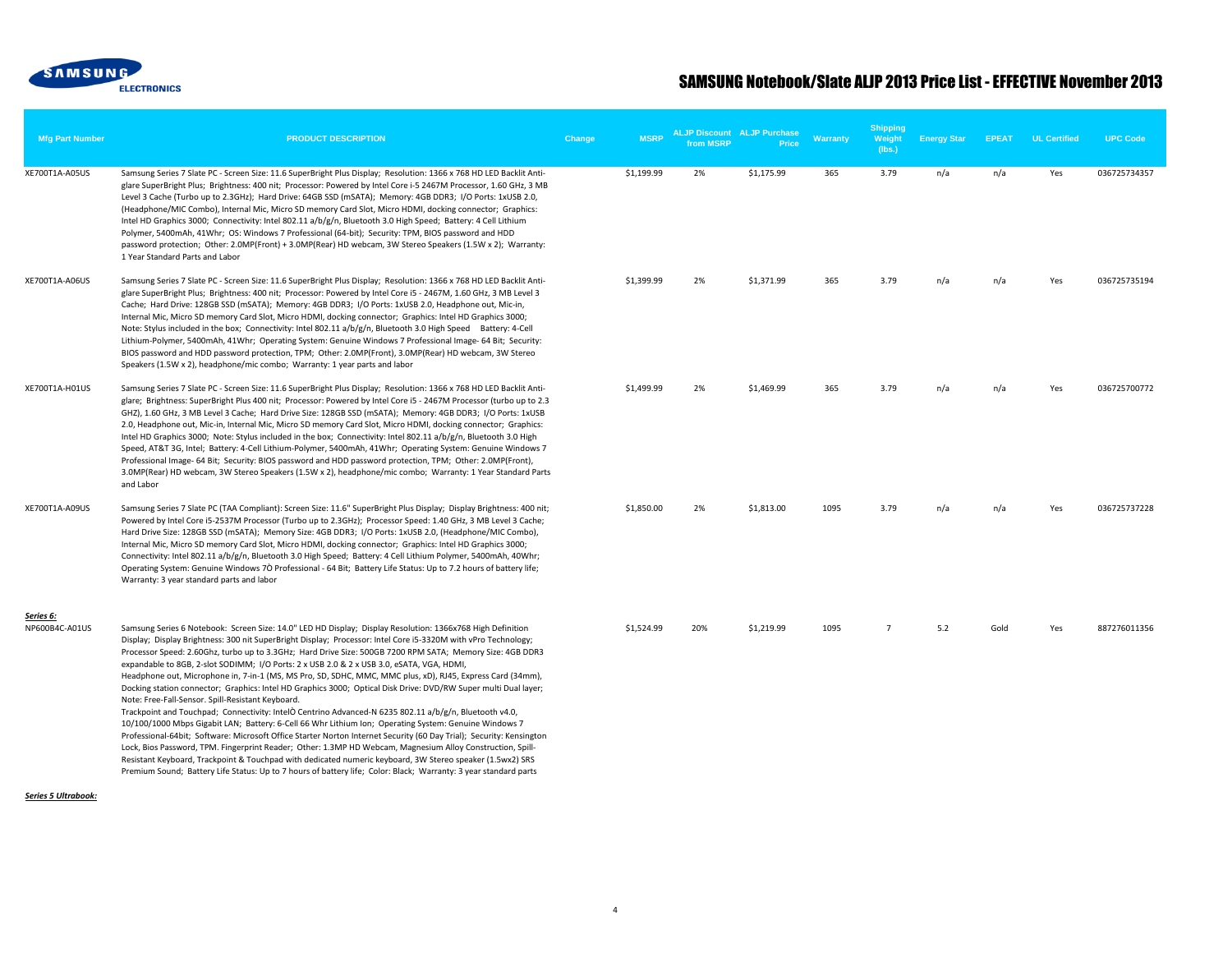# SAMSUNG Notebook/Slate ALJP 2013 Price List - EFFECTIVE November 2013

| Mfg Part Number | PRODUCT DESCRIPTION | Change | MSRP | ALJP Discount from MSRP | ALJP Purchase Price | Warranty | Shipping Weight (lbs.) | Energy Star | EPEAT | UL Certified | UPC Code |
|---|---|---|---|---|---|---|---|---|---|---|---|
| XE700T1A-A05US | Samsung Series 7 Slate PC - Screen Size: 11.6 SuperBright Plus Display; Resolution: 1366 x 768 HD LED Backlit Anti-glare SuperBright Plus; Brightness: 400 nit; Processor: Powered by Intel Core i-5 2467M Processor, 1.60 GHz, 3 MB Level 3 Cache (Turbo up to 2.3GHz); Hard Drive: 64GB SSD (mSATA); Memory: 4GB DDR3; I/O Ports: 1xUSB 2.0, (Headphone/MIC Combo), Internal Mic, Micro SD memory Card Slot, Micro HDMI, docking connector; Graphics: Intel HD Graphics 3000; Connectivity: Intel 802.11 a/b/g/n, Bluetooth 3.0 High Speed; Battery: 4 Cell Lithium Polymer, 5400mAh, 41Whr; OS: Windows 7 Professional (64-bit); Security: TPM, BIOS password and HDD password protection; Other: 2.0MP(Front) + 3.0MP(Rear) HD webcam, 3W Stereo Speakers (1.5W x 2); Warranty: 1 Year Standard Parts and Labor | | $1,199.99 | 2% | $1,175.99 | 365 | 3.79 | n/a | n/a | Yes | 036725734357 |
| XE700T1A-A06US | Samsung Series 7 Slate PC - Screen Size: 11.6 SuperBright Plus Display; Resolution: 1366 x 768 HD LED Backlit Anti-glare SuperBright Plus; Brightness: 400 nit; Processor: Powered by Intel Core i5 - 2467M, 1.60 GHz, 3 MB Level 3 Cache; Hard Drive: 128GB SSD (mSATA); Memory: 4GB DDR3; I/O Ports: 1xUSB 2.0, Headphone out, Mic-in, Internal Mic, Micro SD memory Card Slot, Micro HDMI, docking connector; Graphics: Intel HD Graphics 3000; Note: Stylus included in the box; Connectivity: Intel 802.11 a/b/g/n, Bluetooth 3.0 High Speed Battery: 4-Cell Lithium-Polymer, 5400mAh, 41Whr; Operating System: Genuine Windows 7 Professional Image- 64 Bit; Security: BIOS password and HDD password protection, TPM; Other: 2.0MP(Front), 3.0MP(Rear) HD webcam, 3W Stereo Speakers (1.5W x 2), headphone/mic combo; Warranty: 1 year parts and labor | | $1,399.99 | 2% | $1,371.99 | 365 | 3.79 | n/a | n/a | Yes | 036725735194 |
| XE700T1A-H01US | Samsung Series 7 Slate PC - Screen Size: 11.6 SuperBright Plus Display; Resolution: 1366 x 768 HD LED Backlit Anti-glare; Brightness: SuperBright Plus 400 nit; Processor: Powered by Intel Core i5 - 2467M Processor (turbo up to 2.3 GHZ), 1.60 GHz, 3 MB Level 3 Cache; Hard Drive Size: 128GB SSD (mSATA); Memory: 4GB DDR3; I/O Ports: 1xUSB 2.0, Headphone out, Mic-in, Internal Mic, Micro SD memory Card Slot, Micro HDMI, docking connector; Graphics: Intel HD Graphics 3000; Note: Stylus included in the box; Connectivity: Intel 802.11 a/b/g/n, Bluetooth 3.0 High Speed, AT&T 3G, Intel; Battery: 4-Cell Lithium-Polymer, 5400mAh, 41Whr; Operating System: Genuine Windows 7 Professional Image- 64 Bit; Security: BIOS password and HDD password protection, TPM; Other: 2.0MP(Front), 3.0MP(Rear) HD webcam, 3W Stereo Speakers (1.5W x 2), headphone/mic combo; Warranty: 1 Year Standard Parts and Labor | | $1,499.99 | 2% | $1,469.99 | 365 | 3.79 | n/a | n/a | Yes | 036725700772 |
| XE700T1A-A09US | Samsung Series 7 Slate PC (TAA Compliant): Screen Size: 11.6" SuperBright Plus Display; Display Brightness: 400 nit; Powered by Intel Core i5-2537M Processor (Turbo up to 2.3GHz); Processor Speed: 1.40 GHz, 3 MB Level 3 Cache; Hard Drive Size: 128GB SSD (mSATA); Memory Size: 4GB DDR3; I/O Ports: 1xUSB 2.0, (Headphone/MIC Combo), Internal Mic, Micro SD memory Card Slot, Micro HDMI, docking connector; Graphics: Intel HD Graphics 3000; Connectivity: Intel 802.11 a/b/g/n, Bluetooth 3.0 High Speed; Battery: 4 Cell Lithium Polymer, 5400mAh, 40Whr; Operating System: Genuine Windows 7Ò Professional - 64 Bit; Battery Life Status: Up to 7.2 hours of battery life; Warranty: 3 year standard parts and labor | | $1,850.00 | 2% | $1,813.00 | 1095 | 3.79 | n/a | n/a | Yes | 036725737228 |
| ***Series 6:*** | | | | | | | | | | | |
| NP600B4C-A01US | Samsung Series 6 Notebook: Screen Size: 14.0" LED HD Display; Display Resolution: 1366x768 High Definition Display; Display Brightness: 300 nit SuperBright Display; Processor: Intel Core i5-3320M with vPro Technology; Processor Speed: 2.60Ghz, turbo up to 3.3GHz; Hard Drive Size: 500GB 7200 RPM SATA; Memory Size: 4GB DDR3 expandable to 8GB, 2-slot SODIMM; I/O Ports: 2 x USB 2.0 & 2 x USB 3.0, eSATA, VGA, HDMI, Headphone out, Microphone in, 7-in-1 (MS, MS Pro, SD, SDHC, MMC, MMC plus, xD), RJ45, Express Card (34mm), Docking station connector; Graphics: Intel HD Graphics 3000; Optical Disk Drive: DVD/RW Super multi Dual layer; Note: Free-Fall-Sensor. Spill-Resistant Keyboard. Trackpoint and Touchpad; Connectivity: IntelÒ Centrino Advanced-N 6235 802.11 a/b/g/n, Bluetooth v4.0, 10/100/1000 Mbps Gigabit LAN; Battery: 6-Cell 66 Whr Lithium Ion; Operating System: Genuine Windows 7 Professional-64bit; Software: Microsoft Office Starter Norton Internet Security (60 Day Trial); Security: Kensington Lock, Bios Password, TPM. Fingerprint Reader; Other: 1.3MP HD Webcam, Magnesium Alloy Construction, Spill-Resistant Keyboard, Trackpoint & Touchpad with dedicated numeric keyboard, 3W Stereo speaker (1.5wx2) SRS Premium Sound; Battery Life Status: Up to 7 hours of battery life; Color: Black; Warranty: 3 year standard parts | | $1,524.99 | 20% | $1,219.99 | 1095 | 7 | 5.2 | Gold | Yes | 887276011356 |
| ***Series 5 Ultrabook:*** | | | | | | | | | | | |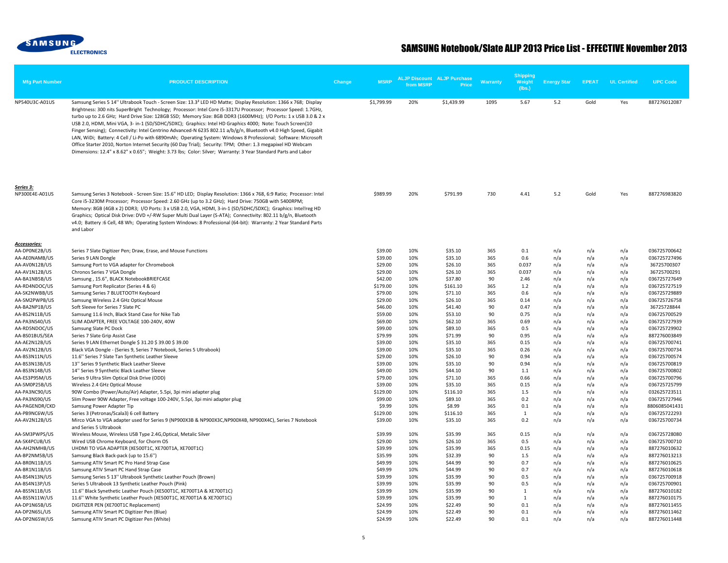# SAMSUNG Notebook/Slate ALJP 2013 Price List - EFFECTIVE November 2013

| Mfg Part Number | PRODUCT DESCRIPTION | Change | MSRP | ALJP Discount from MSRP | ALJP Purchase Price | Warranty | Shipping Weight (lbs.) | Energy Star | EPEAT | UL Certified | UPC Code |
|---|---|---|---|---|---|---|---|---|---|---|---|
| NP540U3C-A01US | Samsung Series 5 14'' Ultrabook Touch - Screen Size: 13.3² LED HD Matte; Display Resolution: 1366 x 768; Display Brightness: 300 nits SuperBright Technology; Processor: Intel Core i5-3317U Processor; Processor Speed: 1.7GHz, turbo up to 2.6 GHz; Hard Drive Size: 128GB SSD; Memory Size: 8GB DDR3 (1600MHz); I/O Ports: 1 x USB 3.0 & 2 x USB 2.0, HDMI, Mini VGA, 3- in-1 (SD/SDHC/SDXC); Graphics: Intel HD Graphics 4000; Note: Touch Screen(10 Finger Sensing); Connectivity: Intel Centrino Advanced-N 6235 802.11 a/b/g/n, Bluetooth v4.0 High Speed, Gigabit LAN, WiDi; Battery: 4 Cell / Li-Po with 6890mAh; Operating System: Windows 8 Professional; Software: Microsoft Office Starter 2010, Norton Internet Security (60 Day Trial); Security: TPM; Other: 1.3 megapixel HD Webcam Dimensions: 12.4" x 8.62" x 0.65"; Weight: 3.73 lbs; Color: Silver; Warranty: 3 Year Standard Parts and Labor | | $1,799.99 | 20% | $1,439.99 | 1095 | 5.67 | 5.2 | Gold | Yes | 887276012087 |
| ***Series 3:*** | | | | | | | | | | | |
| NP300E4E-A01US | Samsung Series 3 Notebook - Screen Size: 15.6" HD LED; Display Resolution: 1366 x 768, 6:9 Ratio; Processor: Intel Core i5-3230M Processor; Processor Speed: 2.60 GHz (up to 3.2 GHz); Hard Drive: 750GB with 5400RPM; Memory: 8GB (4GB x 2) DDR3; I/O Ports: 3 x USB 2.0, VGA, HDMI, 3-in-1 (SD/SDHC/SDXC); Graphics: Intel!reg HD Graphics; Optical Disk Drive: DVD +/-RW Super Multi Dual Layer (S-ATA); Connectivity: 802.11 b/g/n, Bluetooth v4.0; Battery :6 Cell, 48 Wh; Operating System Windows: 8 Professional (64-bit): Warranty: 2 Year Standard Parts and Labor | | $989.99 | 20% | $791.99 | 730 | 4.41 | 5.2 | Gold | Yes | 887276983820 |
| ***Accessories:*** | | | | | | | | | | | |
| AA-DP0NE2B/US | Series 7 Slate Digitizer Pen; Draw, Erase, and Mouse Functions | | $39.00 | 10% | $35.10 | 365 | 0.1 | n/a | n/a | n/a | 036725700642 |
| AA-AE0NAMB/US | Series 9 LAN Dongle | | $39.00 | 10% | $35.10 | 365 | 0.6 | n/a | n/a | n/a | 036725727496 |
| AA-AV0N12B/US | Samsung Port to VGA adapter for Chromebook | | $29.00 | 10% | $26.10 | 365 | 0.037 | n/a | n/a | n/a | 36725700307 |
| AA-AV1N12B/US | Chronos Series 7 VGA Dongle | | $29.00 | 10% | $26.10 | 365 | 0.037 | n/a | n/a | n/a | 36725700291 |
| AA-BA1NB5B/US | Samsung , 15.6", BLACK NotebookBRIEFCASE | | $42.00 | 10% | $37.80 | 90 | 2.46 | n/a | n/a | n/a | 036725727649 |
| AA-RD4NDOC/US | Samsung Port Replicator (Series 4 & 6) | | $179.00 | 10% | $161.10 | 365 | 1.2 | n/a | n/a | n/a | 036725727519 |
| AA-SK2NWBB/US | Samsung Series 7 BLUETOOTH Keyboard | | $79.00 | 10% | $71.10 | 365 | 0.6 | n/a | n/a | n/a | 036725729889 |
| AA-SM2PWPB/US | Samsung Wireless 2.4 GHz Optical Mouse | | $29.00 | 10% | $26.10 | 365 | 0.14 | n/a | n/a | n/a | 036725726758 |
| AA-BA2NP1B/US | Soft Sleeve for Series 7 Slate PC | | $46.00 | 10% | $41.40 | 90 | 0.47 | n/a | n/a | n/a | 36725728844 |
| AA-BS2N11B/US | Samsung 11.6 Inch, Black Stand Case for Nike Tab | | $59.00 | 10% | $53.10 | 90 | 0.75 | n/a | n/a | n/a | 036725700529 |
| AA-PA3NS40/US | SLIM ADAPTER, FREE VOLTAGE 100-240V, 40W | | $69.00 | 10% | $62.10 | 365 | 0.69 | n/a | n/a | n/a | 036725727939 |
| AA-RD5NDOC/US | Samsung Slate PC Dock | | $99.00 | 10% | $89.10 | 365 | 0.5 | n/a | n/a | n/a | 036725729902 |
| AA-BS01BUS/SEA | Series 7 Slate Grip Assist Case | | $79.99 | 10% | $71.99 | 90 | 0.95 | n/a | n/a | n/a | 887276003849 |
| AA-AE2N12B/US | Series 9 LAN Ethernet Dongle $ 31.20 $ 39.00 $ 39.00 | | $39.00 | 10% | $35.10 | 365 | 0.15 | n/a | n/a | n/a | 036725700741 |
| AA-AV2N12B/US | Black VGA Dongle - (Series 9, Series 7 Notebook, Series 5 Ultrabook) | | $39.00 | 10% | $35.10 | 365 | 0.26 | n/a | n/a | n/a | 036725700734 |
| AA-BS3N11N/US | 11.6'' Series 7 Slate Tan Synthetic Leather Sleeve | | $29.00 | 10% | $26.10 | 90 | 0.94 | n/a | n/a | n/a | 036725700574 |
| AA-BS3N13B/US | 13'' Series 9 Synthetic Black Leather Sleeve | | $39.00 | 10% | $35.10 | 90 | 0.94 | n/a | n/a | n/a | 036725700819 |
| AA-BS3N14B/US | 14'' Series 9 Synthetic Black Leather Sleeve | | $49.00 | 10% | $44.10 | 90 | 1.1 | n/a | n/a | n/a | 036725700802 |
| AA-ES3P95M/US | Series 9 Ultra Slim Optical Disk Drive (ODD) | | $79.00 | 10% | $71.10 | 365 | 0.66 | n/a | n/a | n/a | 036725700796 |
| AA-SM0P25B/US | Wireless 2.4 GHz Optical Mouse | | $39.00 | 10% | $35.10 | 365 | 0.15 | n/a | n/a | n/a | 036725725799 |
| AA-PA3NC90/US | 90W Combo (Power/Auto/Air) Adapter, 5.5pi, 3pi mini adapter plug | | $129.00 | 10% | $116.10 | 365 | 1.5 | n/a | n/a | n/a | 032625723511 |
| AA-PA3NS90/US | Slim Power 90W Adapter, Free voltage 100-240V, 5.5pi, 3pi mini adapter plug | | $99.00 | 10% | $89.10 | 365 | 0.2 | n/a | n/a | n/a | 036725727946 |
| AA-PAGENDR/CKD | Samsung Power Adapter Tip | | $9.99 | 10% | $8.99 | 365 | 0.1 | n/a | n/a | n/a | 8806085041431 |
| AA-PB9NC6W/US | Series 3 (Petronas/Scala3) 6 cell Battery | | $129.00 | 10% | $116.10 | 365 | 1 | n/a | n/a | n/a | 036725722293 |
| AA-AV2N12B/US | Mirco VGA to VGA adapter used for Series 9 (NP900X3B & NP900X3C,NP900X4B, NP900X4C), Series 7 Notebook and Series 5 Ultrabook | | $39.00 | 10% | $35.10 | 365 | 0.2 | n/a | n/a | n/a | 036725700734 |
| AA-SM3PWPS/US | Wireless Mouse, Wireless USB Type 2.4G,Optical, Metalic Silver | | $39.99 | 10% | $35.99 | 365 | 0.15 | n/a | n/a | n/a | 036725728080 |
| AA-SK4PCUB/US | Wired USB Chrome Keyboard, for Chorm OS | | $29.00 | 10% | $26.10 | 365 | 0.5 | n/a | n/a | n/a | 036725700710 |
| AA-AH2NMHB/US | UHDMI TO VGA ADAPTER (XE500T1C, XE700T1A, XE700T1C) | | $39.99 | 10% | $35.99 | 365 | 0.15 | n/a | n/a | n/a | 887276010632 |
| AA-BP2NM5B/US | Samsung Black Back-pack (up to 15.6'') | | $35.99 | 10% | $32.39 | 90 | 1.5 | n/a | n/a | n/a | 887276013213 |
| AA-BR0N11B/US | Samsung ATIV Smart PC Pro Hand Strap Case | | $49.99 | 10% | $44.99 | 90 | 0.7 | n/a | n/a | n/a | 887276010625 |
| AA-BR1N11B/US | Samsung ATIV Smart PC Hand Strap Case | | $49.99 | 10% | $44.99 | 90 | 0.7 | n/a | n/a | n/a | 887276010618 |
| AA-BS4N13N/US | Samsung Series 5 13'' Ultrabook Synthetic Leather Pouch (Brown) | | $39.99 | 10% | $35.99 | 90 | 0.5 | n/a | n/a | n/a | 036725700918 |
| AA-BS4N13P/US | Series 5 Ultrabook 13 Synthetic Leather Pouch (Pink) | | $39.99 | 10% | $35.99 | 90 | 0.5 | n/a | n/a | n/a | 036725700901 |
| AA-BS5N11B/US | 11.6'' Black Synthetic Leather Pouch (XE500T1C, XE700T1A & XE700T1C) | | $39.99 | 10% | $35.99 | 90 | 1 | n/a | n/a | n/a | 887276010182 |
| AA-BS5N11W/US | 11.6'' White Synthetic Leather Pouch (XE500T1C, XE700T1A & XE700T1C) | | $39.99 | 10% | $35.99 | 90 | 1 | n/a | n/a | n/a | 887276010175 |
| AA-DP1N65B/US | DIGITIZER PEN (XE700T1C Replacement) | | $24.99 | 10% | $22.49 | 90 | 0.1 | n/a | n/a | n/a | 887276011455 |
| AA-DP2N65L/US | Samsung ATIV Smart PC Digitizer Pen (Blue) | | $24.99 | 10% | $22.49 | 90 | 0.1 | n/a | n/a | n/a | 887276011462 |
| AA-DP2N65W/US | Samsung ATIV Smart PC Digitizer Pen (White) | | $24.99 | 10% | $22.49 | 90 | 0.1 | n/a | n/a | n/a | 887276011448 |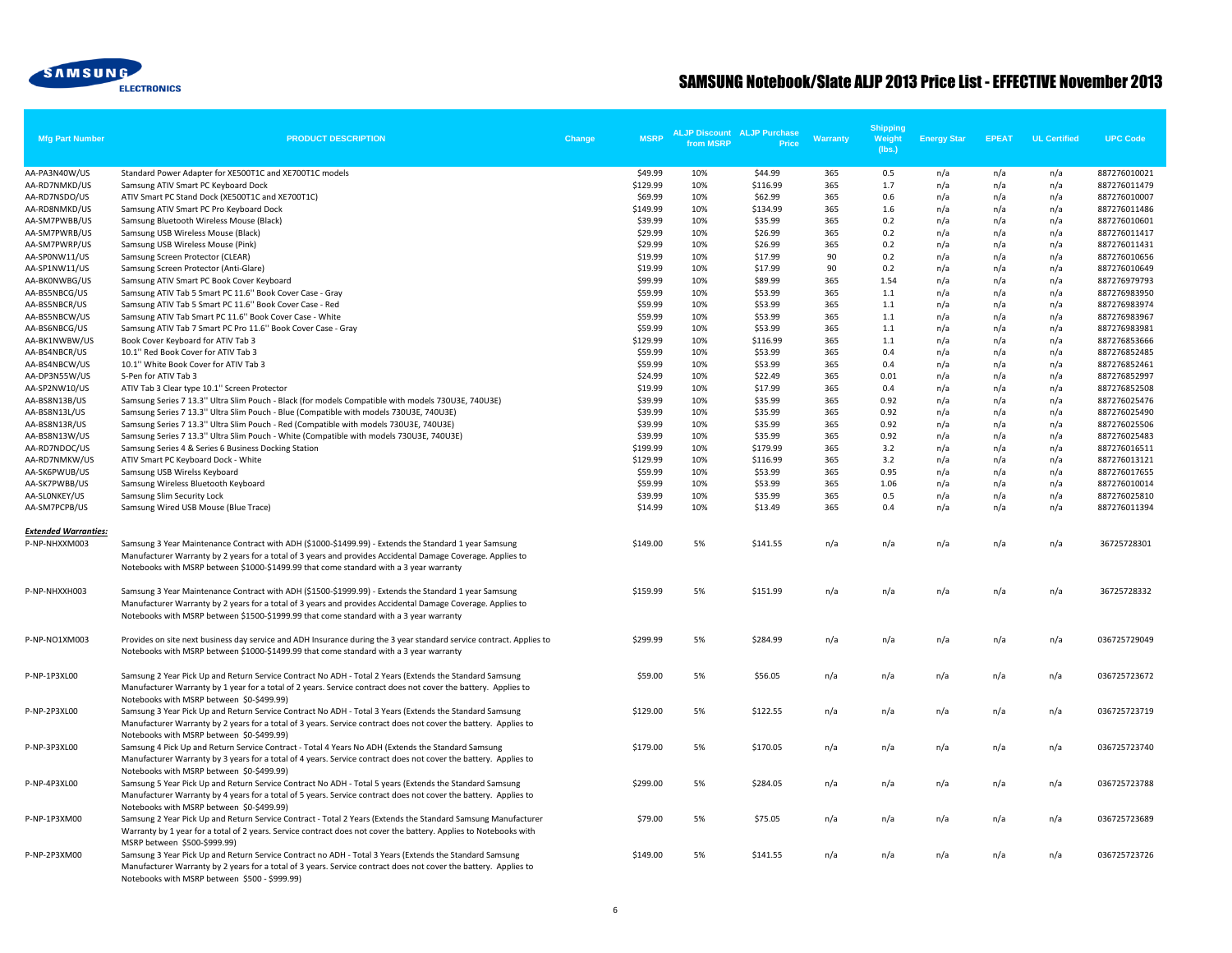SAMSUNG ELECTRONICS

# SAMSUNG Notebook/Slate ALJP 2013 Price List - EFFECTIVE November 2013

| Mfg Part Number | PRODUCT DESCRIPTION | Change | MSRP | ALJP Discount from MSRP | ALJP Purchase Price | Warranty | Shipping Weight (lbs.) | Energy Star | EPEAT | UL Certified | UPC Code |
|---|---|---|---|---|---|---|---|---|---|---|---|
| AA-PA3N40W/US | Standard Power Adapter for XE500T1C and XE700T1C models | | $49.99 | 10% | $44.99 | 365 | 0.5 | n/a | n/a | n/a | 887276010021 |
| AA-RD7NMKD/US | Samsung ATIV Smart PC Keyboard Dock | | $129.99 | 10% | $116.99 | 365 | 1.7 | n/a | n/a | n/a | 887276011479 |
| AA-RD7NSDO/US | ATIV Smart PC Stand Dock (XE500T1C and XE700T1C) | | $69.99 | 10% | $62.99 | 365 | 0.6 | n/a | n/a | n/a | 887276010007 |
| AA-RD8NMKD/US | Samsung ATIV Smart PC Pro Keyboard Dock | | $149.99 | 10% | $134.99 | 365 | 1.6 | n/a | n/a | n/a | 887276011486 |
| AA-SM7PWBB/US | Samsung Bluetooth Wireless Mouse (Black) | | $39.99 | 10% | $35.99 | 365 | 0.2 | n/a | n/a | n/a | 887276010601 |
| AA-SM7PWRB/US | Samsung USB Wireless Mouse (Black) | | $29.99 | 10% | $26.99 | 365 | 0.2 | n/a | n/a | n/a | 887276011417 |
| AA-SM7PWRP/US | Samsung USB Wireless Mouse (Pink) | | $29.99 | 10% | $26.99 | 365 | 0.2 | n/a | n/a | n/a | 887276011431 |
| AA-SP0NW11/US | Samsung Screen Protector (CLEAR) | | $19.99 | 10% | $17.99 | 90 | 0.2 | n/a | n/a | n/a | 887276010656 |
| AA-SP1NW11/US | Samsung Screen Protector (Anti-Glare) | | $19.99 | 10% | $17.99 | 90 | 0.2 | n/a | n/a | n/a | 887276010649 |
| AA-BK0NWBG/US | Samsung ATIV Smart PC Book Cover Keyboard | | $99.99 | 10% | $89.99 | 365 | 1.54 | n/a | n/a | n/a | 887276979793 |
| AA-BS5NBCG/US | Samsung ATIV Tab 5 Smart PC 11.6'' Book Cover Case - Gray | | $59.99 | 10% | $53.99 | 365 | 1.1 | n/a | n/a | n/a | 887276983950 |
| AA-BS5NBCR/US | Samsung ATIV Tab 5 Smart PC 11.6'' Book Cover Case - Red | | $59.99 | 10% | $53.99 | 365 | 1.1 | n/a | n/a | n/a | 887276983974 |
| AA-BS5NBCW/US | Samsung ATIV Tab Smart PC 11.6'' Book Cover Case - White | | $59.99 | 10% | $53.99 | 365 | 1.1 | n/a | n/a | n/a | 887276983967 |
| AA-BS6NBCG/US | Samsung ATIV Tab 7 Smart PC Pro 11.6'' Book Cover Case - Gray | | $59.99 | 10% | $53.99 | 365 | 1.1 | n/a | n/a | n/a | 887276983981 |
| AA-BK1NWBW/US | Book Cover Keyboard for ATIV Tab 3 | | $129.99 | 10% | $116.99 | 365 | 1.1 | n/a | n/a | n/a | 887276853666 |
| AA-BS4NBCR/US | 10.1'' Red Book Cover for ATIV Tab 3 | | $59.99 | 10% | $53.99 | 365 | 0.4 | n/a | n/a | n/a | 887276852485 |
| AA-BS4NBCW/US | 10.1'' White Book Cover for ATIV Tab 3 | | $59.99 | 10% | $53.99 | 365 | 0.4 | n/a | n/a | n/a | 887276852461 |
| AA-DP3N55W/US | S-Pen for ATIV Tab 3 | | $24.99 | 10% | $22.49 | 365 | 0.01 | n/a | n/a | n/a | 887276852997 |
| AA-SP2NW10/US | ATIV Tab 3 Clear type 10.1'' Screen Protector | | $19.99 | 10% | $17.99 | 365 | 0.4 | n/a | n/a | n/a | 887276852508 |
| AA-BS8N13B/US | Samsung Series 7 13.3'' Ultra Slim Pouch - Black (for models Compatible with models 730U3E, 740U3E) | | $39.99 | 10% | $35.99 | 365 | 0.92 | n/a | n/a | n/a | 887276025476 |
| AA-BS8N13L/US | Samsung Series 7 13.3'' Ultra Slim Pouch - Blue (Compatible with models 730U3E, 740U3E) | | $39.99 | 10% | $35.99 | 365 | 0.92 | n/a | n/a | n/a | 887276025490 |
| AA-BS8N13R/US | Samsung Series 7 13.3'' Ultra Slim Pouch - Red (Compatible with models 730U3E, 740U3E) | | $39.99 | 10% | $35.99 | 365 | 0.92 | n/a | n/a | n/a | 887276025506 |
| AA-BS8N13W/US | Samsung Series 7 13.3'' Ultra Slim Pouch - White (Compatible with models 730U3E, 740U3E) | | $39.99 | 10% | $35.99 | 365 | 0.92 | n/a | n/a | n/a | 887276025483 |
| AA-RD7NDOC/US | Samsung Series 4 & Series 6 Business Docking Station | | $199.99 | 10% | $179.99 | 365 | 3.2 | n/a | n/a | n/a | 887276016511 |
| AA-RD7NMKW/US | ATIV Smart PC Keyboard Dock - White | | $129.99 | 10% | $116.99 | 365 | 3.2 | n/a | n/a | n/a | 887276013121 |
| AA-SK6PWUB/US | Samsung USB Wirelss Keyboard | | $59.99 | 10% | $53.99 | 365 | 0.95 | n/a | n/a | n/a | 887276017655 |
| AA-SK7PWBB/US | Samsung Wireless Bluetooth Keyboard | | $59.99 | 10% | $53.99 | 365 | 1.06 | n/a | n/a | n/a | 887276010014 |
| AA-SL0NKEY/US | Samsung Slim Security Lock | | $39.99 | 10% | $35.99 | 365 | 0.5 | n/a | n/a | n/a | 887276025810 |
| AA-SM7PCPB/US | Samsung Wired USB Mouse (Blue Trace) | | $14.99 | 10% | $13.49 | 365 | 0.4 | n/a | n/a | n/a | 887276011394 |
| ***Extended Warranties:*** | | | | | | | | | | | |
| P-NP-NHXXM003 | Samsung 3 Year Maintenance Contract with ADH ($1000-$1499.99) - Extends the Standard 1 year Samsung Manufacturer Warranty by 2 years for a total of 3 years and provides Accidental Damage Coverage. Applies to Notebooks with MSRP between $1000-$1499.99 that come standard with a 3 year warranty | | $149.00 | 5% | $141.55 | n/a | n/a | n/a | n/a | n/a | 36725728301 |
| P-NP-NHXXH003 | Samsung 3 Year Maintenance Contract with ADH ($1500-$1999.99) - Extends the Standard 1 year Samsung Manufacturer Warranty by 2 years for a total of 3 years and provides Accidental Damage Coverage. Applies to Notebooks with MSRP between $1500-$1999.99 that come standard with a 3 year warranty | | $159.99 | 5% | $151.99 | n/a | n/a | n/a | n/a | n/a | 36725728332 |
| P-NP-NO1XM003 | Provides on site next business day service and ADH Insurance during the 3 year standard service contract. Applies to Notebooks with MSRP between $1000-$1499.99 that come standard with a 3 year warranty | | $299.99 | 5% | $284.99 | n/a | n/a | n/a | n/a | n/a | 036725729049 |
| P-NP-1P3XL00 | Samsung 2 Year Pick Up and Return Service Contract No ADH - Total 2 Years (Extends the Standard Samsung Manufacturer Warranty by 1 year for a total of 2 years. Service contract does not cover the battery. Applies to Notebooks with MSRP between $0-$499.99) | | $59.00 | 5% | $56.05 | n/a | n/a | n/a | n/a | n/a | 036725723672 |
| P-NP-2P3XL00 | Samsung 3 Year Pick Up and Return Service Contract No ADH - Total 3 Years (Extends the Standard Samsung Manufacturer Warranty by 2 years for a total of 3 years. Service contract does not cover the battery. Applies to Notebooks with MSRP between $0-$499.99) | | $129.00 | 5% | $122.55 | n/a | n/a | n/a | n/a | n/a | 036725723719 |
| P-NP-3P3XL00 | Samsung 4 Pick Up and Return Service Contract - Total 4 Years No ADH (Extends the Standard Samsung Manufacturer Warranty by 3 years for a total of 4 years. Service contract does not cover the battery. Applies to Notebooks with MSRP between $0-$499.99) | | $179.00 | 5% | $170.05 | n/a | n/a | n/a | n/a | n/a | 036725723740 |
| P-NP-4P3XL00 | Samsung 5 Year Pick Up and Return Service Contract No ADH - Total 5 years (Extends the Standard Samsung Manufacturer Warranty by 4 years for a total of 5 years. Service contract does not cover the battery. Applies to Notebooks with MSRP between $0-$499.99) | | $299.00 | 5% | $284.05 | n/a | n/a | n/a | n/a | n/a | 036725723788 |
| P-NP-1P3XM00 | Samsung 2 Year Pick Up and Return Service Contract - Total 2 Years (Extends the Standard Samsung Manufacturer Warranty by 1 year for a total of 2 years. Service contract does not cover the battery. Applies to Notebooks with MSRP between $500-$999.99) | | $79.00 | 5% | $75.05 | n/a | n/a | n/a | n/a | n/a | 036725723689 |
| P-NP-2P3XM00 | Samsung 3 Year Pick Up and Return Service Contract no ADH - Total 3 Years (Extends the Standard Samsung Manufacturer Warranty by 2 years for a total of 3 years. Service contract does not cover the battery. Applies to Notebooks with MSRP between $500 - $999.99) | | $149.00 | 5% | $141.55 | n/a | n/a | n/a | n/a | n/a | 036725723726 |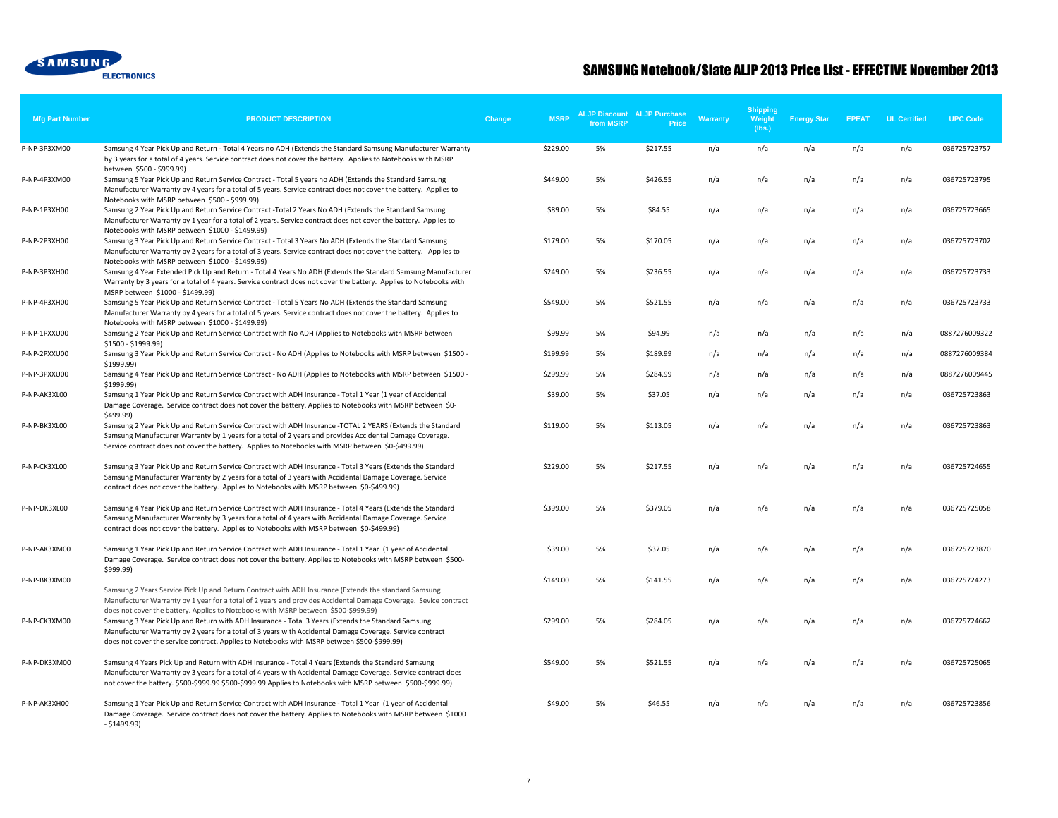# SAMSUNG Notebook/Slate ALJP 2013 Price List - EFFECTIVE November 2013

| Mfg Part Number | PRODUCT DESCRIPTION | Change | MSRP | ALJP Discount from MSRP | ALJP Purchase Price | Warranty | Shipping Weight (lbs.) | Energy Star | EPEAT | UL Certified | UPC Code |
|---|---|---|---|---|---|---|---|---|---|---|---|
| P-NP-3P3XM00 | Samsung 4 Year Pick Up and Return - Total 4 Years no ADH (Extends the Standard Samsung Manufacturer Warranty by 3 years for a total of 4 years. Service contract does not cover the battery. Applies to Notebooks with MSRP between $500 - $999.99) | | $229.00 | 5% | $217.55 | n/a | n/a | n/a | n/a | n/a | 036725723757 |
| P-NP-4P3XM00 | Samsung 5 Year Pick Up and Return Service Contract - Total 5 years no ADH (Extends the Standard Samsung Manufacturer Warranty by 4 years for a total of 5 years. Service contract does not cover the battery. Applies to Notebooks with MSRP between $500 - $999.99) | | $449.00 | 5% | $426.55 | n/a | n/a | n/a | n/a | n/a | 036725723795 |
| P-NP-1P3XH00 | Samsung 2 Year Pick Up and Return Service Contract -Total 2 Years No ADH (Extends the Standard Samsung Manufacturer Warranty by 1 year for a total of 2 years. Service contract does not cover the battery. Applies to Notebooks with MSRP between $1000 - $1499.99) | | $89.00 | 5% | $84.55 | n/a | n/a | n/a | n/a | n/a | 036725723665 |
| P-NP-2P3XH00 | Samsung 3 Year Pick Up and Return Service Contract - Total 3 Years No ADH (Extends the Standard Samsung Manufacturer Warranty by 2 years for a total of 3 years. Service contract does not cover the battery. Applies to Notebooks with MSRP between $1000 - $1499.99) | | $179.00 | 5% | $170.05 | n/a | n/a | n/a | n/a | n/a | 036725723702 |
| P-NP-3P3XH00 | Samsung 4 Year Extended Pick Up and Return - Total 4 Years No ADH (Extends the Standard Samsung Manufacturer Warranty by 3 years for a total of 4 years. Service contract does not cover the battery. Applies to Notebooks with MSRP between $1000 - $1499.99) | | $249.00 | 5% | $236.55 | n/a | n/a | n/a | n/a | n/a | 036725723733 |
| P-NP-4P3XH00 | Samsung 5 Year Pick Up and Return Service Contract - Total 5 Years No ADH (Extends the Standard Samsung Manufacturer Warranty by 4 years for a total of 5 years. Service contract does not cover the battery. Applies to Notebooks with MSRP between $1000 - $1499.99) | | $549.00 | 5% | $521.55 | n/a | n/a | n/a | n/a | n/a | 036725723733 |
| P-NP-1PXXU00 | Samsung 2 Year Pick Up and Return Service Contract with No ADH (Applies to Notebooks with MSRP between $1500 - $1999.99) | | $99.99 | 5% | $94.99 | n/a | n/a | n/a | n/a | n/a | 0887276009322 |
| P-NP-2PXXU00 | Samsung 3 Year Pick Up and Return Service Contract - No ADH (Applies to Notebooks with MSRP between $1500 - $1999.99) | | $199.99 | 5% | $189.99 | n/a | n/a | n/a | n/a | n/a | 0887276009384 |
| P-NP-3PXXU00 | Samsung 4 Year Pick Up and Return Service Contract - No ADH (Applies to Notebooks with MSRP between $1500 - $1999.99) | | $299.99 | 5% | $284.99 | n/a | n/a | n/a | n/a | n/a | 0887276009445 |
| P-NP-AK3XL00 | Samsung 1 Year Pick Up and Return Service Contract with ADH Insurance - Total 1 Year (1 year of Accidental Damage Coverage. Service contract does not cover the battery. Applies to Notebooks with MSRP between $0-$499.99) | | $39.00 | 5% | $37.05 | n/a | n/a | n/a | n/a | n/a | 036725723863 |
| P-NP-BK3XL00 | Samsung 2 Year Pick Up and Return Service Contract with ADH Insurance -TOTAL 2 YEARS (Extends the Standard Samsung Manufacturer Warranty by 1 years for a total of 2 years and provides Accidental Damage Coverage. Service contract does not cover the battery. Applies to Notebooks with MSRP between $0-$499.99) | | $119.00 | 5% | $113.05 | n/a | n/a | n/a | n/a | n/a | 036725723863 |
| P-NP-CK3XL00 | Samsung 3 Year Pick Up and Return Service Contract with ADH Insurance - Total 3 Years (Extends the Standard Samsung Manufacturer Warranty by 2 years for a total of 3 years with Accidental Damage Coverage. Service contract does not cover the battery. Applies to Notebooks with MSRP between $0-$499.99) | | $229.00 | 5% | $217.55 | n/a | n/a | n/a | n/a | n/a | 036725724655 |
| P-NP-DK3XL00 | Samsung 4 Year Pick Up and Return Service Contract with ADH Insurance - Total 4 Years (Extends the Standard Samsung Manufacturer Warranty by 3 years for a total of 4 years with Accidental Damage Coverage. Service contract does not cover the battery. Applies to Notebooks with MSRP between $0-$499.99) | | $399.00 | 5% | $379.05 | n/a | n/a | n/a | n/a | n/a | 036725725058 |
| P-NP-AK3XM00 | Samsung 1 Year Pick Up and Return Service Contract with ADH Insurance - Total 1 Year (1 year of Accidental Damage Coverage. Service contract does not cover the battery. Applies to Notebooks with MSRP between $500-$999.99) | | $39.00 | 5% | $37.05 | n/a | n/a | n/a | n/a | n/a | 036725723870 |
| P-NP-BK3XM00 | Samsung 2 Years Service Pick Up and Return Contract with ADH Insurance (Extends the standard Samsung Manufacturer Warranty by 1 year for a total of 2 years and provides Accidental Damage Coverage. Sevice contract does not cover the battery. Applies to Notebooks with MSRP between $500-$999.99) | | $149.00 | 5% | $141.55 | n/a | n/a | n/a | n/a | n/a | 036725724273 |
| P-NP-CK3XM00 | Samsung 3 Year Pick Up and Return with ADH Insurance - Total 3 Years (Extends the Standard Samsung Manufacturer Warranty by 2 years for a total of 3 years with Accidental Damage Coverage. Service contract does not cover the service contract. Applies to Notebooks with MSRP between $500-$999.99) | | $299.00 | 5% | $284.05 | n/a | n/a | n/a | n/a | n/a | 036725724662 |
| P-NP-DK3XM00 | Samsung 4 Years Pick Up and Return with ADH Insurance - Total 4 Years (Extends the Standard Samsung Manufacturer Warranty by 3 years for a total of 4 years with Accidental Damage Coverage. Service contract does not cover the battery. $500-$999.99 $500-$999.99 Applies to Notebooks with MSRP between $500-$999.99) | | $549.00 | 5% | $521.55 | n/a | n/a | n/a | n/a | n/a | 036725725065 |
| P-NP-AK3XH00 | Samsung 1 Year Pick Up and Return Service Contract with ADH Insurance - Total 1 Year (1 year of Accidental Damage Coverage. Service contract does not cover the battery. Applies to Notebooks with MSRP between $1000 - $1499.99) | | $49.00 | 5% | $46.55 | n/a | n/a | n/a | n/a | n/a | 036725723856 |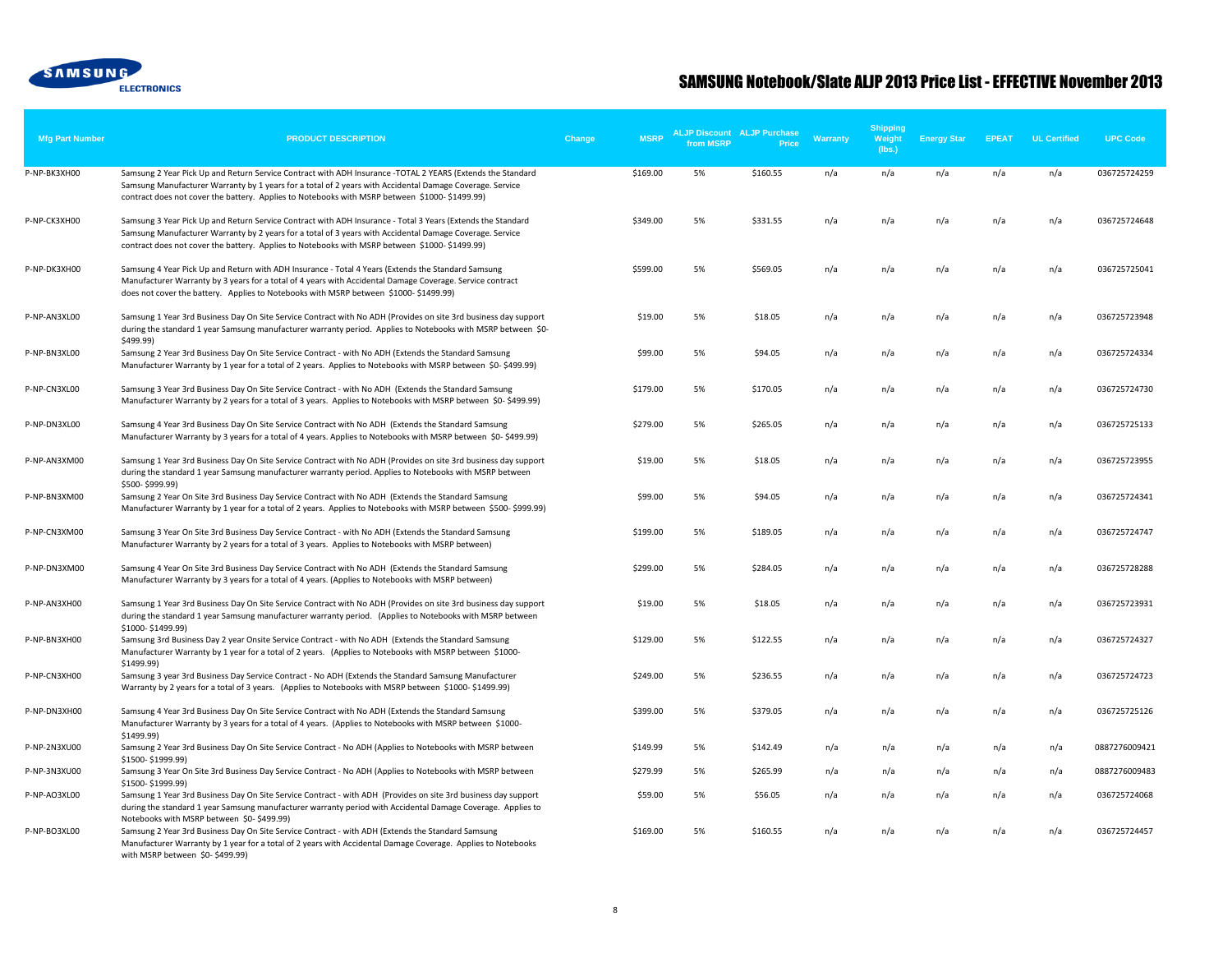SAMSUNG ELECTRONICS

# SAMSUNG Notebook/Slate ALJP 2013 Price List - EFFECTIVE November 2013

| Mfg Part Number | PRODUCT DESCRIPTION | Change | MSRP | ALJP Discount from MSRP | ALJP Purchase Price | Warranty | Shipping Weight (lbs.) | Energy Star | EPEAT | UL Certified | UPC Code |
|---|---|---|---|---|---|---|---|---|---|---|---|
| P-NP-BK3XH00 | Samsung 2 Year Pick Up and Return Service Contract with ADH Insurance -TOTAL 2 YEARS (Extends the Standard Samsung Manufacturer Warranty by 1 years for a total of 2 years with Accidental Damage Coverage. Service contract does not cover the battery. Applies to Notebooks with MSRP between $1000- $1499.99) | | $169.00 | 5% | $160.55 | n/a | n/a | n/a | n/a | n/a | 036725724259 |
| P-NP-CK3XH00 | Samsung 3 Year Pick Up and Return Service Contract with ADH Insurance - Total 3 Years (Extends the Standard Samsung Manufacturer Warranty by 2 years for a total of 3 years with Accidental Damage Coverage. Service contract does not cover the battery. Applies to Notebooks with MSRP between $1000- $1499.99) | | $349.00 | 5% | $331.55 | n/a | n/a | n/a | n/a | n/a | 036725724648 |
| P-NP-DK3XH00 | Samsung 4 Year Pick Up and Return with ADH Insurance - Total 4 Years (Extends the Standard Samsung Manufacturer Warranty by 3 years for a total of 4 years with Accidental Damage Coverage. Service contract does not cover the battery. Applies to Notebooks with MSRP between $1000- $1499.99) | | $599.00 | 5% | $569.05 | n/a | n/a | n/a | n/a | n/a | 036725725041 |
| P-NP-AN3XL00 | Samsung 1 Year 3rd Business Day On Site Service Contract with No ADH (Provides on site 3rd business day support during the standard 1 year Samsung manufacturer warranty period. Applies to Notebooks with MSRP between $0- $499.99) | | $19.00 | 5% | $18.05 | n/a | n/a | n/a | n/a | n/a | 036725723948 |
| P-NP-BN3XL00 | Samsung 2 Year 3rd Business Day On Site Service Contract - with No ADH (Extends the Standard Samsung Manufacturer Warranty by 1 year for a total of 2 years. Applies to Notebooks with MSRP between $0- $499.99) | | $99.00 | 5% | $94.05 | n/a | n/a | n/a | n/a | n/a | 036725724334 |
| P-NP-CN3XL00 | Samsung 3 Year 3rd Business Day On Site Service Contract - with No ADH (Extends the Standard Samsung Manufacturer Warranty by 2 years for a total of 3 years. Applies to Notebooks with MSRP between $0- $499.99) | | $179.00 | 5% | $170.05 | n/a | n/a | n/a | n/a | n/a | 036725724730 |
| P-NP-DN3XL00 | Samsung 4 Year 3rd Business Day On Site Service Contract with No ADH (Extends the Standard Samsung Manufacturer Warranty by 3 years for a total of 4 years. Applies to Notebooks with MSRP between $0- $499.99) | | $279.00 | 5% | $265.05 | n/a | n/a | n/a | n/a | n/a | 036725725133 |
| P-NP-AN3XM00 | Samsung 1 Year 3rd Business Day On Site Service Contract with No ADH (Provides on site 3rd business day support during the standard 1 year Samsung manufacturer warranty period. Applies to Notebooks with MSRP between $500- $999.99) | | $19.00 | 5% | $18.05 | n/a | n/a | n/a | n/a | n/a | 036725723955 |
| P-NP-BN3XM00 | Samsung 2 Year On Site 3rd Business Day Service Contract with No ADH (Extends the Standard Samsung Manufacturer Warranty by 1 year for a total of 2 years. Applies to Notebooks with MSRP between $500- $999.99) | | $99.00 | 5% | $94.05 | n/a | n/a | n/a | n/a | n/a | 036725724341 |
| P-NP-CN3XM00 | Samsung 3 Year On Site 3rd Business Day Service Contract - with No ADH (Extends the Standard Samsung Manufacturer Warranty by 2 years for a total of 3 years. Applies to Notebooks with MSRP between) | | $199.00 | 5% | $189.05 | n/a | n/a | n/a | n/a | n/a | 036725724747 |
| P-NP-DN3XM00 | Samsung 4 Year On Site 3rd Business Day Service Contract with No ADH (Extends the Standard Samsung Manufacturer Warranty by 3 years for a total of 4 years. (Applies to Notebooks with MSRP between) | | $299.00 | 5% | $284.05 | n/a | n/a | n/a | n/a | n/a | 036725728288 |
| P-NP-AN3XH00 | Samsung 1 Year 3rd Business Day On Site Service Contract with No ADH (Provides on site 3rd business day support during the standard 1 year Samsung manufacturer warranty period. (Applies to Notebooks with MSRP between $1000- $1499.99) | | $19.00 | 5% | $18.05 | n/a | n/a | n/a | n/a | n/a | 036725723931 |
| P-NP-BN3XH00 | Samsung 3rd Business Day 2 year Onsite Service Contract - with No ADH (Extends the Standard Samsung Manufacturer Warranty by 1 year for a total of 2 years. (Applies to Notebooks with MSRP between $1000- $1499.99) | | $129.00 | 5% | $122.55 | n/a | n/a | n/a | n/a | n/a | 036725724327 |
| P-NP-CN3XH00 | Samsung 3 year 3rd Business Day Service Contract - No ADH (Extends the Standard Samsung Manufacturer Warranty by 2 years for a total of 3 years. (Applies to Notebooks with MSRP between $1000- $1499.99) | | $249.00 | 5% | $236.55 | n/a | n/a | n/a | n/a | n/a | 036725724723 |
| P-NP-DN3XH00 | Samsung 4 Year 3rd Business Day On Site Service Contract with No ADH (Extends the Standard Samsung Manufacturer Warranty by 3 years for a total of 4 years. (Applies to Notebooks with MSRP between $1000- $1499.99) | | $399.00 | 5% | $379.05 | n/a | n/a | n/a | n/a | n/a | 036725725126 |
| P-NP-2N3XU00 | Samsung 2 Year 3rd Business Day On Site Service Contract - No ADH (Applies to Notebooks with MSRP between $1500- $1999.99) | | $149.99 | 5% | $142.49 | n/a | n/a | n/a | n/a | n/a | 0887276009421 |
| P-NP-3N3XU00 | Samsung 3 Year On Site 3rd Business Day Service Contract - No ADH (Applies to Notebooks with MSRP between $1500- $1999.99) | | $279.99 | 5% | $265.99 | n/a | n/a | n/a | n/a | n/a | 0887276009483 |
| P-NP-AO3XL00 | Samsung 1 Year 3rd Business Day On Site Service Contract - with ADH (Provides on site 3rd business day support during the standard 1 year Samsung manufacturer warranty period with Accidental Damage Coverage. Applies to Notebooks with MSRP between $0- $499.99) | | $59.00 | 5% | $56.05 | n/a | n/a | n/a | n/a | n/a | 036725724068 |
| P-NP-BO3XL00 | Samsung 2 Year 3rd Business Day On Site Service Contract - with ADH (Extends the Standard Samsung Manufacturer Warranty by 1 year for a total of 2 years with Accidental Damage Coverage. Applies to Notebooks with MSRP between $0- $499.99) | | $169.00 | 5% | $160.55 | n/a | n/a | n/a | n/a | n/a | 036725724457 |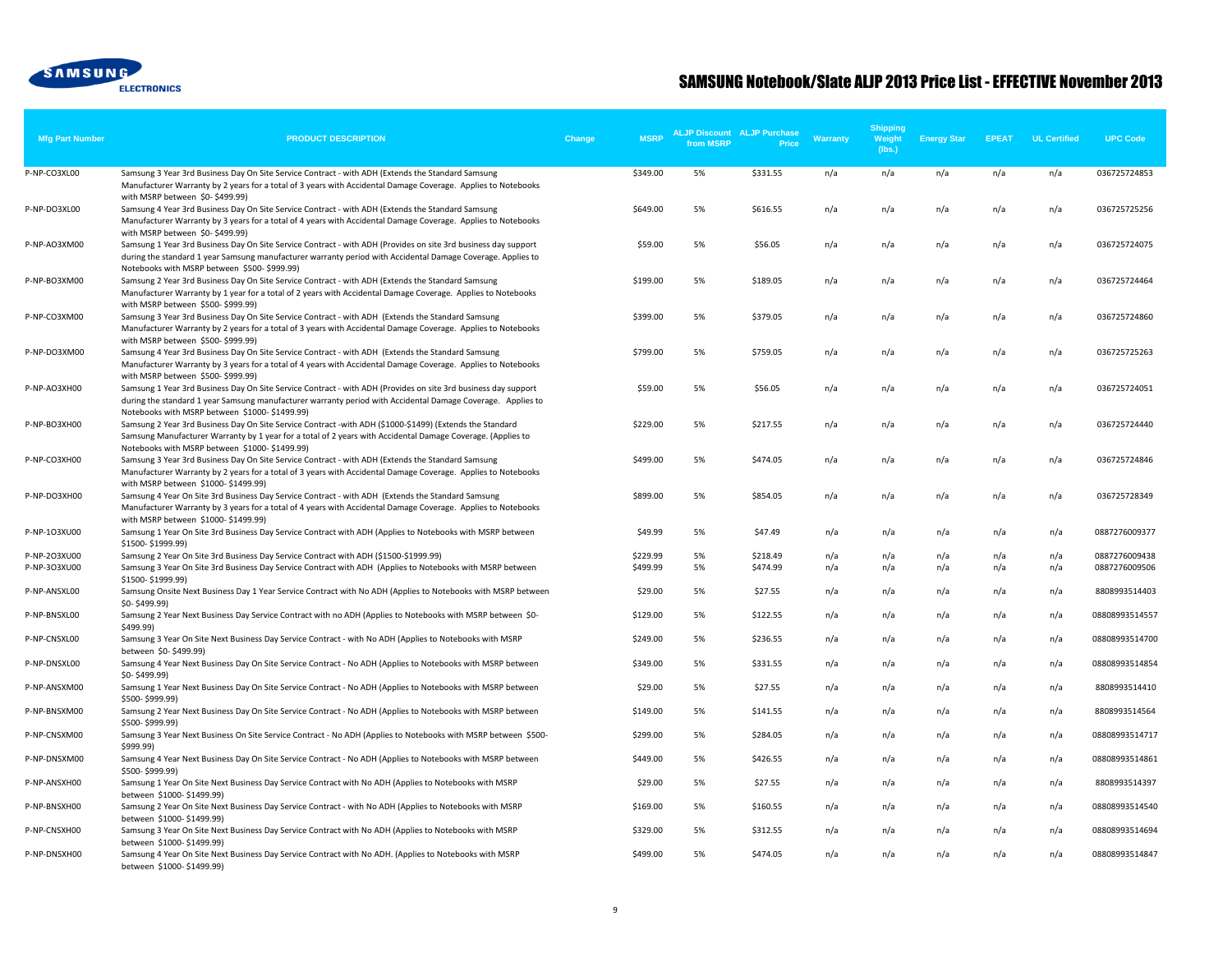SAMSUNG ELECTRONICS

# SAMSUNG Notebook/Slate ALJP 2013 Price List - EFFECTIVE November 2013

| Mfg Part Number | PRODUCT DESCRIPTION | Change | MSRP | ALJP Discount from MSRP | ALJP Purchase Price | Warranty | Shipping Weight (lbs.) | Energy Star | EPEAT | UL Certified | UPC Code |
|---|---|---|---|---|---|---|---|---|---|---|---|
| P-NP-CO3XL00 | Samsung 3 Year 3rd Business Day On Site Service Contract - with ADH (Extends the Standard Samsung Manufacturer Warranty by 2 years for a total of 3 years with Accidental Damage Coverage. Applies to Notebooks with MSRP between $0- $499.99) | | $349.00 | 5% | $331.55 | n/a | n/a | n/a | n/a | n/a | 036725724853 |
| P-NP-DO3XL00 | Samsung 4 Year 3rd Business Day On Site Service Contract - with ADH (Extends the Standard Samsung Manufacturer Warranty by 3 years for a total of 4 years with Accidental Damage Coverage. Applies to Notebooks with MSRP between $0- $499.99) | | $649.00 | 5% | $616.55 | n/a | n/a | n/a | n/a | n/a | 036725725256 |
| P-NP-AO3XM00 | Samsung 1 Year 3rd Business Day On Site Service Contract - with ADH (Provides on site 3rd business day support during the standard 1 year Samsung manufacturer warranty period with Accidental Damage Coverage. Applies to Notebooks with MSRP between $500- $999.99) | | $59.00 | 5% | $56.05 | n/a | n/a | n/a | n/a | n/a | 036725724075 |
| P-NP-BO3XM00 | Samsung 2 Year 3rd Business Day On Site Service Contract - with ADH (Extends the Standard Samsung Manufacturer Warranty by 1 year for a total of 2 years with Accidental Damage Coverage. Applies to Notebooks with MSRP between $500- $999.99) | | $199.00 | 5% | $189.05 | n/a | n/a | n/a | n/a | n/a | 036725724464 |
| P-NP-CO3XM00 | Samsung 3 Year 3rd Business Day On Site Service Contract - with ADH (Extends the Standard Samsung Manufacturer Warranty by 2 years for a total of 3 years with Accidental Damage Coverage. Applies to Notebooks with MSRP between $500- $999.99) | | $399.00 | 5% | $379.05 | n/a | n/a | n/a | n/a | n/a | 036725724860 |
| P-NP-DO3XM00 | Samsung 4 Year 3rd Business Day On Site Service Contract - with ADH (Extends the Standard Samsung Manufacturer Warranty by 3 years for a total of 4 years with Accidental Damage Coverage. Applies to Notebooks with MSRP between $500- $999.99) | | $799.00 | 5% | $759.05 | n/a | n/a | n/a | n/a | n/a | 036725725263 |
| P-NP-AO3XH00 | Samsung 1 Year 3rd Business Day On Site Service Contract - with ADH (Provides on site 3rd business day support during the standard 1 year Samsung manufacturer warranty period with Accidental Damage Coverage. Applies to Notebooks with MSRP between $1000- $1499.99) | | $59.00 | 5% | $56.05 | n/a | n/a | n/a | n/a | n/a | 036725724051 |
| P-NP-BO3XH00 | Samsung 2 Year 3rd Business Day On Site Service Contract -with ADH ($1000-$1499) (Extends the Standard Samsung Manufacturer Warranty by 1 year for a total of 2 years with Accidental Damage Coverage. (Applies to Notebooks with MSRP between $1000- $1499.99) | | $229.00 | 5% | $217.55 | n/a | n/a | n/a | n/a | n/a | 036725724440 |
| P-NP-CO3XH00 | Samsung 3 Year 3rd Business Day On Site Service Contract - with ADH (Extends the Standard Samsung Manufacturer Warranty by 2 years for a total of 3 years with Accidental Damage Coverage. Applies to Notebooks with MSRP between $1000- $1499.99) | | $499.00 | 5% | $474.05 | n/a | n/a | n/a | n/a | n/a | 036725724846 |
| P-NP-DO3XH00 | Samsung 4 Year On Site 3rd Business Day Service Contract - with ADH (Extends the Standard Samsung Manufacturer Warranty by 3 years for a total of 4 years with Accidental Damage Coverage. Applies to Notebooks with MSRP between $1000- $1499.99) | | $899.00 | 5% | $854.05 | n/a | n/a | n/a | n/a | n/a | 036725728349 |
| P-NP-1O3XU00 | Samsung 1 Year On Site 3rd Business Day Service Contract with ADH (Applies to Notebooks with MSRP between $1500- $1999.99) | | $49.99 | 5% | $47.49 | n/a | n/a | n/a | n/a | n/a | 0887276009377 |
| P-NP-2O3XU00 | Samsung 2 Year On Site 3rd Business Day Service Contract with ADH ($1500-$1999.99) | | $229.99 | 5% | $218.49 | n/a | n/a | n/a | n/a | n/a | 0887276009438 |
| P-NP-3O3XU00 | Samsung 3 Year On Site 3rd Business Day Service Contract with ADH (Applies to Notebooks with MSRP between $1500- $1999.99) | | $499.99 | 5% | $474.99 | n/a | n/a | n/a | n/a | n/a | 0887276009506 |
| P-NP-ANSXL00 | Samsung Onsite Next Business Day 1 Year Service Contract with No ADH (Applies to Notebooks with MSRP between $0- $499.99) | | $29.00 | 5% | $27.55 | n/a | n/a | n/a | n/a | n/a | 8808993514403 |
| P-NP-BNSXL00 | Samsung 2 Year Next Business Day Service Contract with no ADH (Applies to Notebooks with MSRP between $0- $499.99) | | $129.00 | 5% | $122.55 | n/a | n/a | n/a | n/a | n/a | 08808993514557 |
| P-NP-CNSXL00 | Samsung 3 Year On Site Next Business Day Service Contract - with No ADH (Applies to Notebooks with MSRP between $0- $499.99) | | $249.00 | 5% | $236.55 | n/a | n/a | n/a | n/a | n/a | 08808993514700 |
| P-NP-DNSXL00 | Samsung 4 Year Next Business Day On Site Service Contract - No ADH (Applies to Notebooks with MSRP between $0- $499.99) | | $349.00 | 5% | $331.55 | n/a | n/a | n/a | n/a | n/a | 08808993514854 |
| P-NP-ANSXM00 | Samsung 1 Year Next Business Day On Site Service Contract - No ADH (Applies to Notebooks with MSRP between $500- $999.99) | | $29.00 | 5% | $27.55 | n/a | n/a | n/a | n/a | n/a | 8808993514410 |
| P-NP-BNSXM00 | Samsung 2 Year Next Business Day On Site Service Contract - No ADH (Applies to Notebooks with MSRP between $500- $999.99) | | $149.00 | 5% | $141.55 | n/a | n/a | n/a | n/a | n/a | 8808993514564 |
| P-NP-CNSXM00 | Samsung 3 Year Next Business On Site Service Contract - No ADH (Applies to Notebooks with MSRP between $500- $999.99) | | $299.00 | 5% | $284.05 | n/a | n/a | n/a | n/a | n/a | 08808993514717 |
| P-NP-DNSXM00 | Samsung 4 Year Next Business Day On Site Service Contract - No ADH (Applies to Notebooks with MSRP between $500- $999.99) | | $449.00 | 5% | $426.55 | n/a | n/a | n/a | n/a | n/a | 08808993514861 |
| P-NP-ANSXH00 | Samsung 1 Year On Site Next Business Day Service Contract with No ADH (Applies to Notebooks with MSRP between $1000- $1499.99) | | $29.00 | 5% | $27.55 | n/a | n/a | n/a | n/a | n/a | 8808993514397 |
| P-NP-BNSXH00 | Samsung 2 Year On Site Next Business Day Service Contract - with No ADH (Applies to Notebooks with MSRP between $1000- $1499.99) | | $169.00 | 5% | $160.55 | n/a | n/a | n/a | n/a | n/a | 08808993514540 |
| P-NP-CNSXH00 | Samsung 3 Year On Site Next Business Day Service Contract with No ADH (Applies to Notebooks with MSRP between $1000- $1499.99) | | $329.00 | 5% | $312.55 | n/a | n/a | n/a | n/a | n/a | 08808993514694 |
| P-NP-DNSXH00 | Samsung 4 Year On Site Next Business Day Service Contract with No ADH. (Applies to Notebooks with MSRP between $1000- $1499.99) | | $499.00 | 5% | $474.05 | n/a | n/a | n/a | n/a | n/a | 08808993514847 |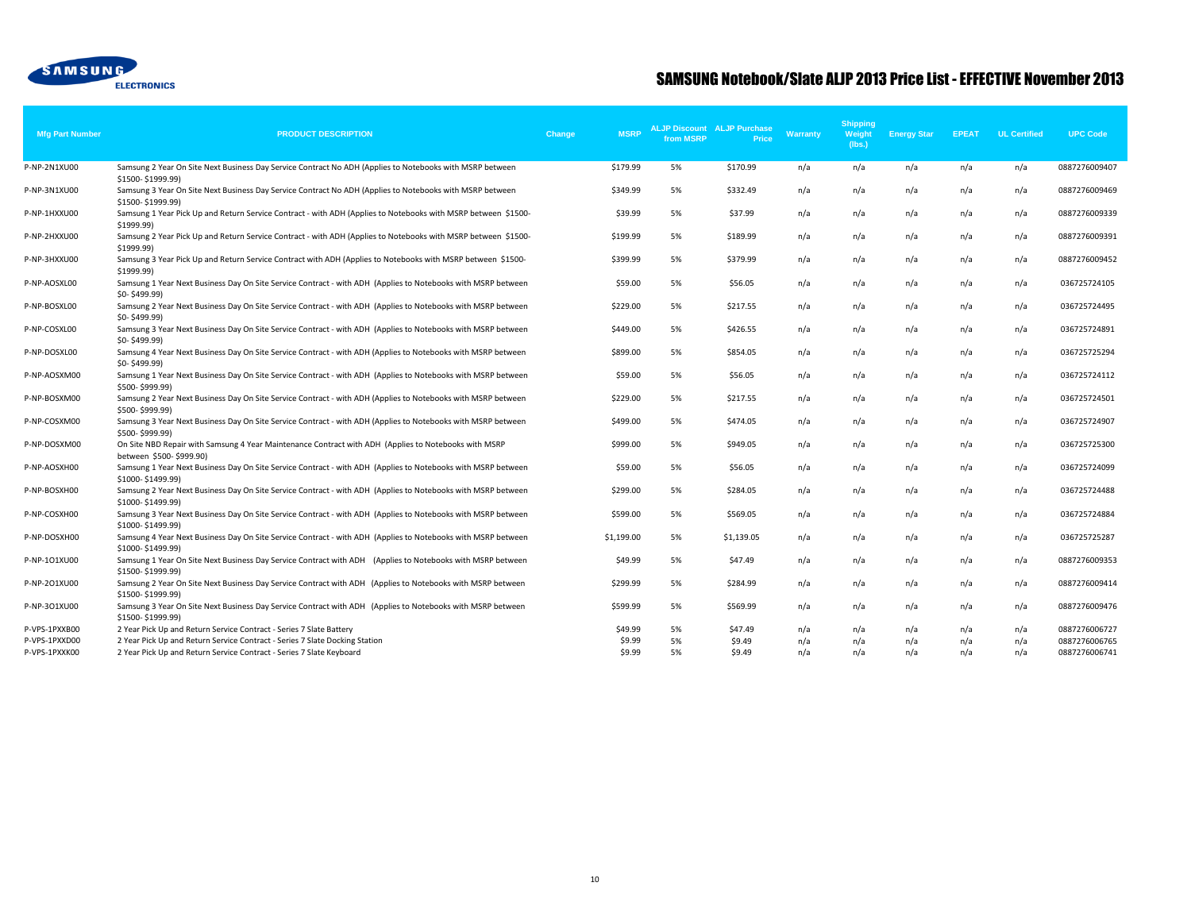SAMSUNG ELECTRONICS

# SAMSUNG Notebook/Slate ALJP 2013 Price List - EFFECTIVE November 2013

| Mfg Part Number | PRODUCT DESCRIPTION | Change | MSRP | ALJP Discount from MSRP | ALJP Purchase Price | Warranty | Shipping Weight (lbs.) | Energy Star | EPEAT | UL Certified | UPC Code |
|---|---|---|---|---|---|---|---|---|---|---|---|
| P-NP-2N1XU00 | Samsung 2 Year On Site Next Business Day Service Contract No ADH (Applies to Notebooks with MSRP between $1500- $1999.99) | | $179.99 | 5% | $170.99 | n/a | n/a | n/a | n/a | n/a | 0887276009407 |
| P-NP-3N1XU00 | Samsung 3 Year On Site Next Business Day Service Contract No ADH (Applies to Notebooks with MSRP between $1500- $1999.99) | | $349.99 | 5% | $332.49 | n/a | n/a | n/a | n/a | n/a | 0887276009469 |
| P-NP-1HXXU00 | Samsung 1 Year Pick Up and Return Service Contract - with ADH (Applies to Notebooks with MSRP between $1500- $1999.99) | | $39.99 | 5% | $37.99 | n/a | n/a | n/a | n/a | n/a | 0887276009339 |
| P-NP-2HXXU00 | Samsung 2 Year Pick Up and Return Service Contract - with ADH (Applies to Notebooks with MSRP between $1500- $1999.99) | | $199.99 | 5% | $189.99 | n/a | n/a | n/a | n/a | n/a | 0887276009391 |
| P-NP-3HXXU00 | Samsung 3 Year Pick Up and Return Service Contract with ADH (Applies to Notebooks with MSRP between $1500- $1999.99) | | $399.99 | 5% | $379.99 | n/a | n/a | n/a | n/a | n/a | 0887276009452 |
| P-NP-AOSXL00 | Samsung 1 Year Next Business Day On Site Service Contract - with ADH (Applies to Notebooks with MSRP between $0- $499.99) | | $59.00 | 5% | $56.05 | n/a | n/a | n/a | n/a | n/a | 036725724105 |
| P-NP-BOSXL00 | Samsung 2 Year Next Business Day On Site Service Contract - with ADH (Applies to Notebooks with MSRP between $0- $499.99) | | $229.00 | 5% | $217.55 | n/a | n/a | n/a | n/a | n/a | 036725724495 |
| P-NP-COSXL00 | Samsung 3 Year Next Business Day On Site Service Contract - with ADH (Applies to Notebooks with MSRP between $0- $499.99) | | $449.00 | 5% | $426.55 | n/a | n/a | n/a | n/a | n/a | 036725724891 |
| P-NP-DOSXL00 | Samsung 4 Year Next Business Day On Site Service Contract - with ADH (Applies to Notebooks with MSRP between $0- $499.99) | | $899.00 | 5% | $854.05 | n/a | n/a | n/a | n/a | n/a | 036725725294 |
| P-NP-AOSXM00 | Samsung 1 Year Next Business Day On Site Service Contract - with ADH (Applies to Notebooks with MSRP between $500- $999.99) | | $59.00 | 5% | $56.05 | n/a | n/a | n/a | n/a | n/a | 036725724112 |
| P-NP-BOSXM00 | Samsung 2 Year Next Business Day On Site Service Contract - with ADH (Applies to Notebooks with MSRP between $500- $999.99) | | $229.00 | 5% | $217.55 | n/a | n/a | n/a | n/a | n/a | 036725724501 |
| P-NP-COSXM00 | Samsung 3 Year Next Business Day On Site Service Contract - with ADH (Applies to Notebooks with MSRP between $500- $999.99) | | $499.00 | 5% | $474.05 | n/a | n/a | n/a | n/a | n/a | 036725724907 |
| P-NP-DOSXM00 | On Site NBD Repair with Samsung 4 Year Maintenance Contract with ADH (Applies to Notebooks with MSRP between $500- $999.90) | | $999.00 | 5% | $949.05 | n/a | n/a | n/a | n/a | n/a | 036725725300 |
| P-NP-AOSXH00 | Samsung 1 Year Next Business Day On Site Service Contract - with ADH (Applies to Notebooks with MSRP between $1000- $1499.99) | | $59.00 | 5% | $56.05 | n/a | n/a | n/a | n/a | n/a | 036725724099 |
| P-NP-BOSXH00 | Samsung 2 Year Next Business Day On Site Service Contract - with ADH (Applies to Notebooks with MSRP between $1000- $1499.99) | | $299.00 | 5% | $284.05 | n/a | n/a | n/a | n/a | n/a | 036725724488 |
| P-NP-COSXH00 | Samsung 3 Year Next Business Day On Site Service Contract - with ADH (Applies to Notebooks with MSRP between $1000- $1499.99) | | $599.00 | 5% | $569.05 | n/a | n/a | n/a | n/a | n/a | 036725724884 |
| P-NP-DOSXH00 | Samsung 4 Year Next Business Day On Site Service Contract - with ADH (Applies to Notebooks with MSRP between $1000- $1499.99) | | $1,199.00 | 5% | $1,139.05 | n/a | n/a | n/a | n/a | n/a | 036725725287 |
| P-NP-1O1XU00 | Samsung 1 Year On Site Next Business Day Service Contract with ADH (Applies to Notebooks with MSRP between $1500- $1999.99) | | $49.99 | 5% | $47.49 | n/a | n/a | n/a | n/a | n/a | 0887276009353 |
| P-NP-2O1XU00 | Samsung 2 Year On Site Next Business Day Service Contract with ADH (Applies to Notebooks with MSRP between $1500- $1999.99) | | $299.99 | 5% | $284.99 | n/a | n/a | n/a | n/a | n/a | 0887276009414 |
| P-NP-3O1XU00 | Samsung 3 Year On Site Next Business Day Service Contract with ADH (Applies to Notebooks with MSRP between $1500- $1999.99) | | $599.99 | 5% | $569.99 | n/a | n/a | n/a | n/a | n/a | 0887276009476 |
| P-VPS-1PXXB00 | 2 Year Pick Up and Return Service Contract - Series 7 Slate Battery | | $49.99 | 5% | $47.49 | n/a | n/a | n/a | n/a | n/a | 0887276006727 |
| P-VPS-1PXXD00 | 2 Year Pick Up and Return Service Contract - Series 7 Slate Docking Station | | $9.99 | 5% | $9.49 | n/a | n/a | n/a | n/a | n/a | 0887276006765 |
| P-VPS-1PXXK00 | 2 Year Pick Up and Return Service Contract - Series 7 Slate Keyboard | | $9.99 | 5% | $9.49 | n/a | n/a | n/a | n/a | n/a | 0887276006741 |